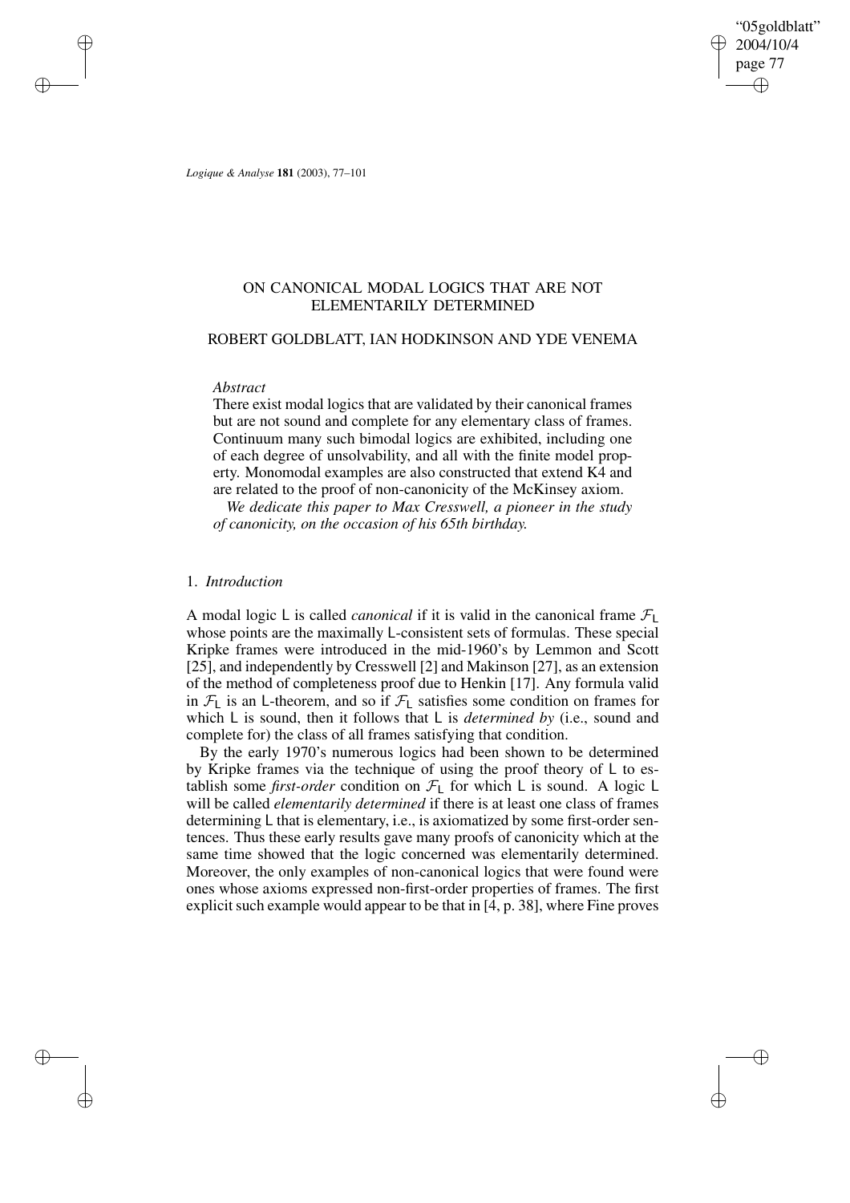# ON CANONICAL MODAL LOGICS THAT ARE NOT ELEMENTARILY DETERMINED

## ROBERT GOLDBLATT, IAN HODKINSON AND YDE VENEMA

*Abstract*

There exist modal logics that are validated by their canonical frames but are not sound and complete for any elementary class of frames. Continuum many such bimodal logics are exhibited, including one of each degree of unsolvability, and all with the finite model property. Monomodal examples are also constructed that extend K4 and are related to the proof of non-canonicity of the McKinsey axiom.

*We dedicate this paper to Max Cresswell, a pioneer in the study of canonicity, on the occasion of his 65th birthday.*

### 1. *Introduction*

A modal logic $\mathsf{L}$ is called *canonical* if it is valid in the canonical frame $\mathcal{F}_{\mathsf{L}}$ whose points are the maximally $\mathsf{L}$-consistent sets of formulas. These special Kripke frames were introduced in the mid-1960's by Lemmon and Scott [25], and independently by Cresswell [2] and Makinson [27], as an extension of the method of completeness proof due to Henkin [17]. Any formula valid in $\mathcal{F}_{\mathsf{L}}$ is an $\mathsf{L}$-theorem, and so if $\mathcal{F}_{\mathsf{L}}$ satisfies some condition on frames for which $\mathsf{L}$ is sound, then it follows that $\mathsf{L}$ is *determined by* (i.e., sound and complete for) the class of all frames satisfying that condition.

By the early 1970's numerous logics had been shown to be determined by Kripke frames via the technique of using the proof theory of $\mathsf{L}$ to establish some *first-order* condition on $\mathcal{F}_{\mathsf{L}}$ for which $\mathsf{L}$ is sound. A logic $\mathsf{L}$ will be called *elementarily determined* if there is at least one class of frames determining $\mathsf{L}$ that is elementary, i.e., is axiomatized by some first-order sentences. Thus these early results gave many proofs of canonicity which at the same time showed that the logic concerned was elementarily determined. Moreover, the only examples of non-canonical logics that were found were ones whose axioms expressed non-first-order properties of frames. The first explicit such example would appear to be that in [4, p. 38], where Fine proves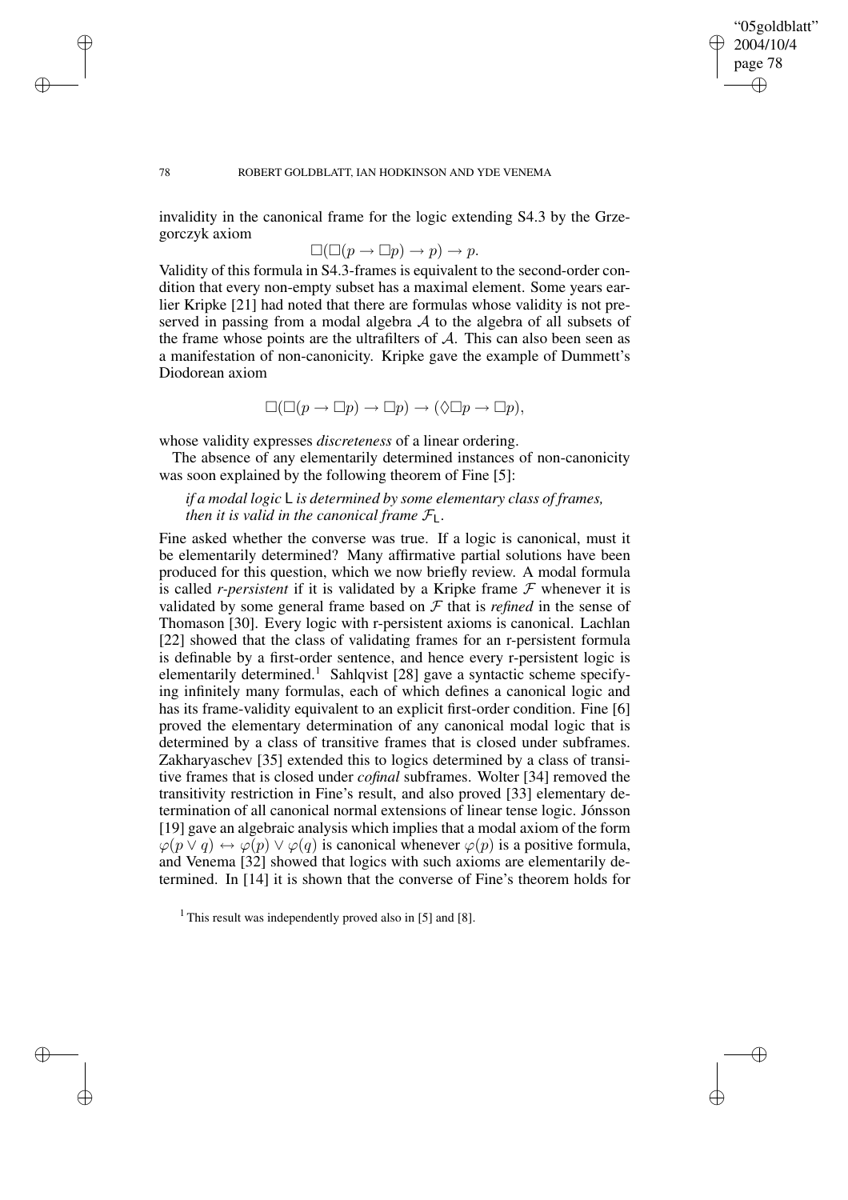invalidity in the canonical frame for the logic extending S4.3 by the Grzegorczyk axiom

$$\Box(\Box(p \to \Box p) \to p) \to p.$$

Validity of this formula in S4.3-frames is equivalent to the second-order condition that every non-empty subset has a maximal element. Some years earlier Kripke [21] had noted that there are formulas whose validity is not preserved in passing from a modal algebra $\mathcal{A}$ to the algebra of all subsets of the frame whose points are the ultrafilters of $\mathcal{A}$. This can also been seen as a manifestation of non-canonicity. Kripke gave the example of Dummett's Diodorean axiom

$$\Box(\Box(p \to \Box p) \to \Box p) \to (\Diamond\Box p \to \Box p),$$

whose validity expresses *discreteness* of a linear ordering.

The absence of any elementarily determined instances of non-canonicity was soon explained by the following theorem of Fine [5]:

> *if a modal logic* $\mathsf{L}$ *is determined by some elementary class of frames, then it is valid in the canonical frame* $\mathcal{F}_{\mathsf{L}}$.

Fine asked whether the converse was true. If a logic is canonical, must it be elementarily determined? Many affirmative partial solutions have been produced for this question, which we now briefly review. A modal formula is called *r-persistent* if it is validated by a Kripke frame $\mathcal{F}$ whenever it is validated by some general frame based on $\mathcal{F}$ that is *refined* in the sense of Thomason [30]. Every logic with r-persistent axioms is canonical. Lachlan [22] showed that the class of validating frames for an r-persistent formula is definable by a first-order sentence, and hence every r-persistent logic is elementarily determined.[1] Sahlqvist [28] gave a syntactic scheme specifying infinitely many formulas, each of which defines a canonical logic and has its frame-validity equivalent to an explicit first-order condition. Fine [6] proved the elementary determination of any canonical modal logic that is determined by a class of transitive frames that is closed under subframes. Zakharyaschev [35] extended this to logics determined by a class of transitive frames that is closed under *cofinal* subframes. Wolter [34] removed the transitivity restriction in Fine's result, and also proved [33] elementary determination of all canonical normal extensions of linear tense logic. Jónsson [19] gave an algebraic analysis which implies that a modal axiom of the form $\varphi(p \vee q) \leftrightarrow \varphi(p) \vee \varphi(q)$ is canonical whenever $\varphi(p)$ is a positive formula, and Venema [32] showed that logics with such axioms are elementarily determined. In [14] it is shown that the converse of Fine's theorem holds for

[1] This result was independently proved also in [5] and [8].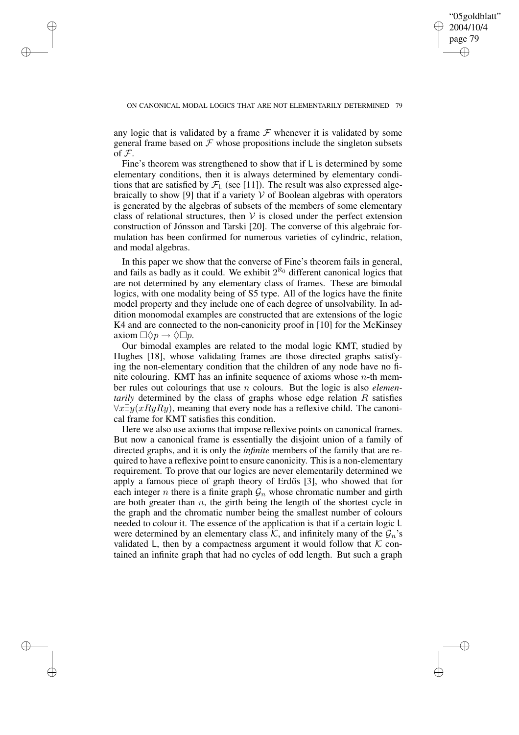any logic that is validated by a frame $\mathcal{F}$ whenever it is validated by some general frame based on $\mathcal{F}$ whose propositions include the singleton subsets of $\mathcal{F}$.

Fine's theorem was strengthened to show that if $\mathsf{L}$ is determined by some elementary conditions, then it is always determined by elementary conditions that are satisfied by $\mathcal{F}_{\mathsf{L}}$ (see [11]). The result was also expressed algebraically to show [9] that if a variety $\mathcal{V}$ of Boolean algebras with operators is generated by the algebras of subsets of the members of some elementary class of relational structures, then $\mathcal{V}$ is closed under the perfect extension construction of Jónsson and Tarski [20]. The converse of this algebraic formulation has been confirmed for numerous varieties of cylindric, relation, and modal algebras.

In this paper we show that the converse of Fine's theorem fails in general, and fails as badly as it could. We exhibit $2^{\aleph_0}$ different canonical logics that are not determined by any elementary class of frames. These are bimodal logics, with one modality being of S5 type. All of the logics have the finite model property and they include one of each degree of unsolvability. In addition monomodal examples are constructed that are extensions of the logic K4 and are connected to the non-canonicity proof in [10] for the McKinsey axiom $\Box\Diamond p \to \Diamond\Box p$.

Our bimodal examples are related to the modal logic KMT, studied by Hughes [18], whose validating frames are those directed graphs satisfying the non-elementary condition that the children of any node have no finite colouring. KMT has an infinite sequence of axioms whose $n$-th member rules out colourings that use $n$ colours. But the logic is also *elementarily* determined by the class of graphs whose edge relation $R$ satisfies $\forall x \exists y (xRyRy)$, meaning that every node has a reflexive child. The canonical frame for KMT satisfies this condition.

Here we also use axioms that impose reflexive points on canonical frames. But now a canonical frame is essentially the disjoint union of a family of directed graphs, and it is only the *infinite* members of the family that are required to have a reflexive point to ensure canonicity. This is a non-elementary requirement. To prove that our logics are never elementarily determined we apply a famous piece of graph theory of Erdős [3], who showed that for each integer $n$ there is a finite graph $\mathcal{G}_n$ whose chromatic number and girth are both greater than $n$, the girth being the length of the shortest cycle in the graph and the chromatic number being the smallest number of colours needed to colour it. The essence of the application is that if a certain logic $\mathsf{L}$ were determined by an elementary class $\mathcal{K}$, and infinitely many of the $\mathcal{G}_n$'s validated $\mathsf{L}$, then by a compactness argument it would follow that $\mathcal{K}$ contained an infinite graph that had no cycles of odd length. But such a graph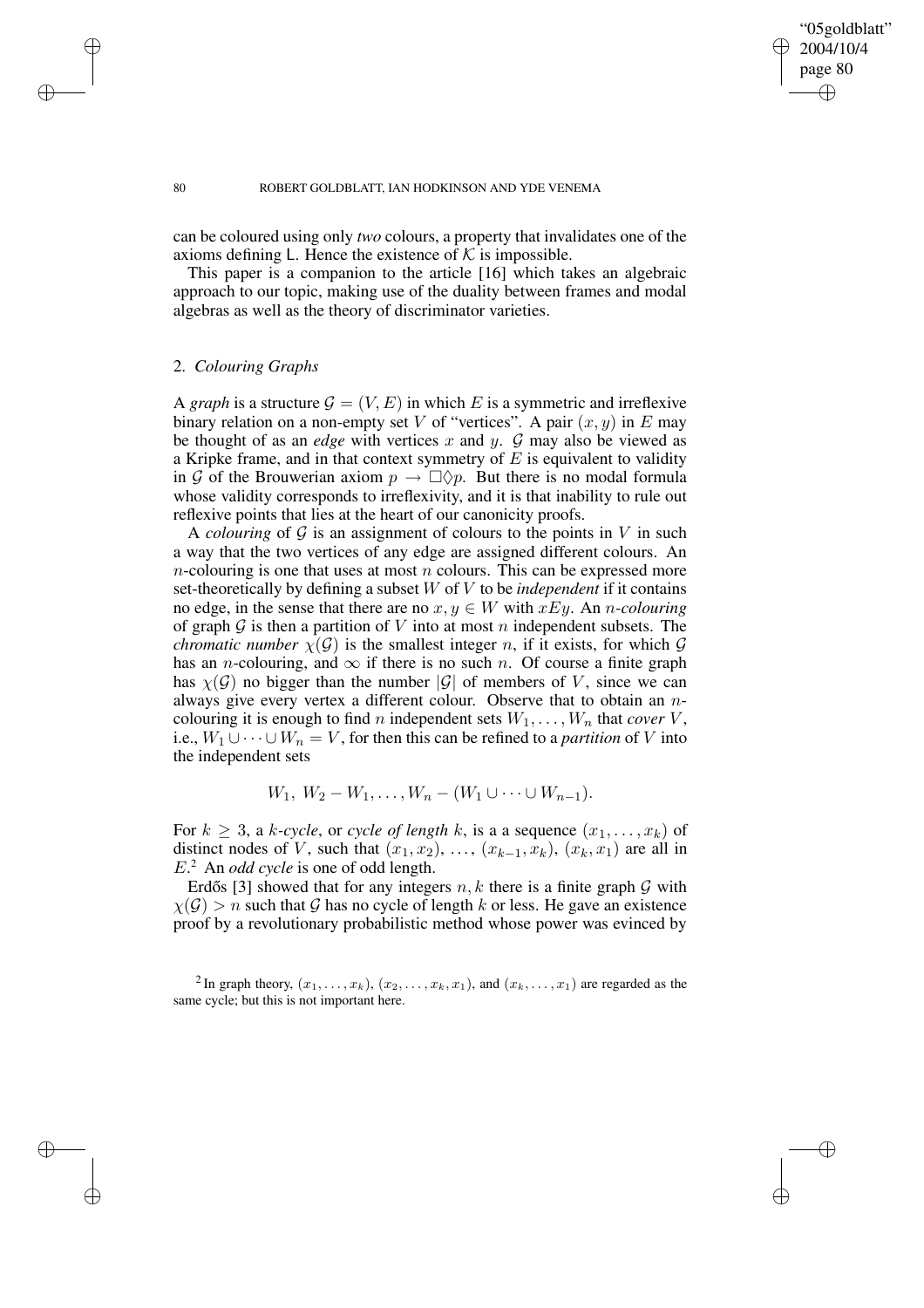can be coloured using only *two* colours, a property that invalidates one of the axioms defining L. Hence the existence of $\mathcal{K}$ is impossible.

This paper is a companion to the article [16] which takes an algebraic approach to our topic, making use of the duality between frames and modal algebras as well as the theory of discriminator varieties.

## 2. *Colouring Graphs*

A *graph* is a structure $\mathcal{G} = (V, E)$ in which $E$ is a symmetric and irreflexive binary relation on a non-empty set $V$ of "vertices". A pair $(x, y)$ in $E$ may be thought of as an *edge* with vertices $x$ and $y$. $\mathcal{G}$ may also be viewed as a Kripke frame, and in that context symmetry of $E$ is equivalent to validity in $\mathcal{G}$ of the Brouwerian axiom $p \to \Box\Diamond p$. But there is no modal formula whose validity corresponds to irreflexivity, and it is that inability to rule out reflexive points that lies at the heart of our canonicity proofs.

A *colouring* of $\mathcal{G}$ is an assignment of colours to the points in $V$ in such a way that the two vertices of any edge are assigned different colours. An $n$-colouring is one that uses at most $n$ colours. This can be expressed more set-theoretically by defining a subset $W$ of $V$ to be *independent* if it contains no edge, in the sense that there are no $x, y \in W$ with $xEy$. An *$n$-colouring* of graph $\mathcal{G}$ is then a partition of $V$ into at most $n$ independent subsets. The *chromatic number* $\chi(\mathcal{G})$ is the smallest integer $n$, if it exists, for which $\mathcal{G}$ has an $n$-colouring, and $\infty$ if there is no such $n$. Of course a finite graph has $\chi(\mathcal{G})$ no bigger than the number $|\mathcal{G}|$ of members of $V$, since we can always give every vertex a different colour. Observe that to obtain an $n$-colouring it is enough to find $n$ independent sets $W_1, \dots, W_n$ that *cover* $V$, i.e., $W_1 \cup \dots \cup W_n = V$, for then this can be refined to a *partition* of $V$ into the independent sets

$$W_1,\ W_2 - W_1, \dots, W_n - (W_1 \cup \dots \cup W_{n-1}).$$

For $k \geq 3$, a *$k$-cycle*, or *cycle of length $k$*, is a a sequence $(x_1, \dots, x_k)$ of distinct nodes of $V$, such that $(x_1, x_2)$, $\dots$, $(x_{k-1}, x_k)$, $(x_k, x_1)$ are all in $E$.[2] An *odd cycle* is one of odd length.

Erdős [3] showed that for any integers $n, k$ there is a finite graph $\mathcal{G}$ with $\chi(\mathcal{G}) > n$ such that $\mathcal{G}$ has no cycle of length $k$ or less. He gave an existence proof by a revolutionary probabilistic method whose power was evinced by

[2] In graph theory, $(x_1, \dots, x_k)$, $(x_2, \dots, x_k, x_1)$, and $(x_k, \dots, x_1)$ are regarded as the same cycle; but this is not important here.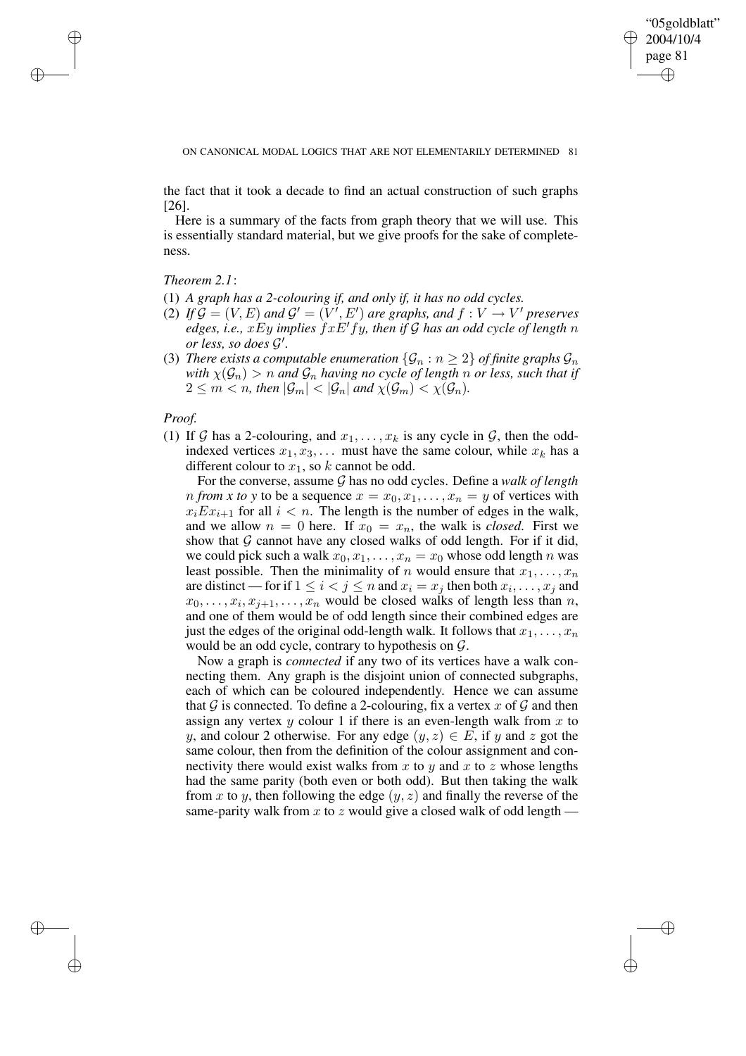the fact that it took a decade to find an actual construction of such graphs [26].

Here is a summary of the facts from graph theory that we will use. This is essentially standard material, but we give proofs for the sake of completeness.

*Theorem 2.1*:

(1) *A graph has a 2-colouring if, and only if, it has no odd cycles.*
(2) *If $\mathcal{G} = (V, E)$ and $\mathcal{G}' = (V', E')$ are graphs, and $f : V \to V'$ preserves edges, i.e., $xEy$ implies $fxE'fy$, then if $\mathcal{G}$ has an odd cycle of length $n$ or less, so does $\mathcal{G}'$.*
(3) *There exists a computable enumeration $\{\mathcal{G}_n : n \geq 2\}$ of finite graphs $\mathcal{G}_n$ with $\chi(\mathcal{G}_n) > n$ and $\mathcal{G}_n$ having no cycle of length $n$ or less, such that if $2 \leq m < n$, then $|\mathcal{G}_m| < |\mathcal{G}_n|$ and $\chi(\mathcal{G}_m) < \chi(\mathcal{G}_n)$.*

*Proof.*

(1) If $\mathcal{G}$ has a 2-colouring, and $x_1, \ldots, x_k$ is any cycle in $\mathcal{G}$, then the odd-indexed vertices $x_1, x_3, \ldots$ must have the same colour, while $x_k$ has a different colour to $x_1$, so $k$ cannot be odd.

For the converse, assume $\mathcal{G}$ has no odd cycles. Define a *walk of length $n$ from $x$ to $y$* to be a sequence $x = x_0, x_1, \ldots, x_n = y$ of vertices with $x_i E x_{i+1}$ for all $i < n$. The length is the number of edges in the walk, and we allow $n = 0$ here. If $x_0 = x_n$, the walk is *closed*. First we show that $\mathcal{G}$ cannot have any closed walks of odd length. For if it did, we could pick such a walk $x_0, x_1, \ldots, x_n = x_0$ whose odd length $n$ was least possible. Then the minimality of $n$ would ensure that $x_1, \ldots, x_n$ are distinct — for if $1 \leq i < j \leq n$ and $x_i = x_j$ then both $x_i, \ldots, x_j$ and $x_0, \ldots, x_i, x_{j+1}, \ldots, x_n$ would be closed walks of length less than $n$, and one of them would be of odd length since their combined edges are just the edges of the original odd-length walk. It follows that $x_1, \ldots, x_n$ would be an odd cycle, contrary to hypothesis on $\mathcal{G}$.

Now a graph is *connected* if any two of its vertices have a walk connecting them. Any graph is the disjoint union of connected subgraphs, each of which can be coloured independently. Hence we can assume that $\mathcal{G}$ is connected. To define a 2-colouring, fix a vertex $x$ of $\mathcal{G}$ and then assign any vertex $y$ colour 1 if there is an even-length walk from $x$ to $y$, and colour 2 otherwise. For any edge $(y, z) \in E$, if $y$ and $z$ got the same colour, then from the definition of the colour assignment and connectivity there would exist walks from $x$ to $y$ and $x$ to $z$ whose lengths had the same parity (both even or both odd). But then taking the walk from $x$ to $y$, then following the edge $(y, z)$ and finally the reverse of the same-parity walk from $x$ to $z$ would give a closed walk of odd length —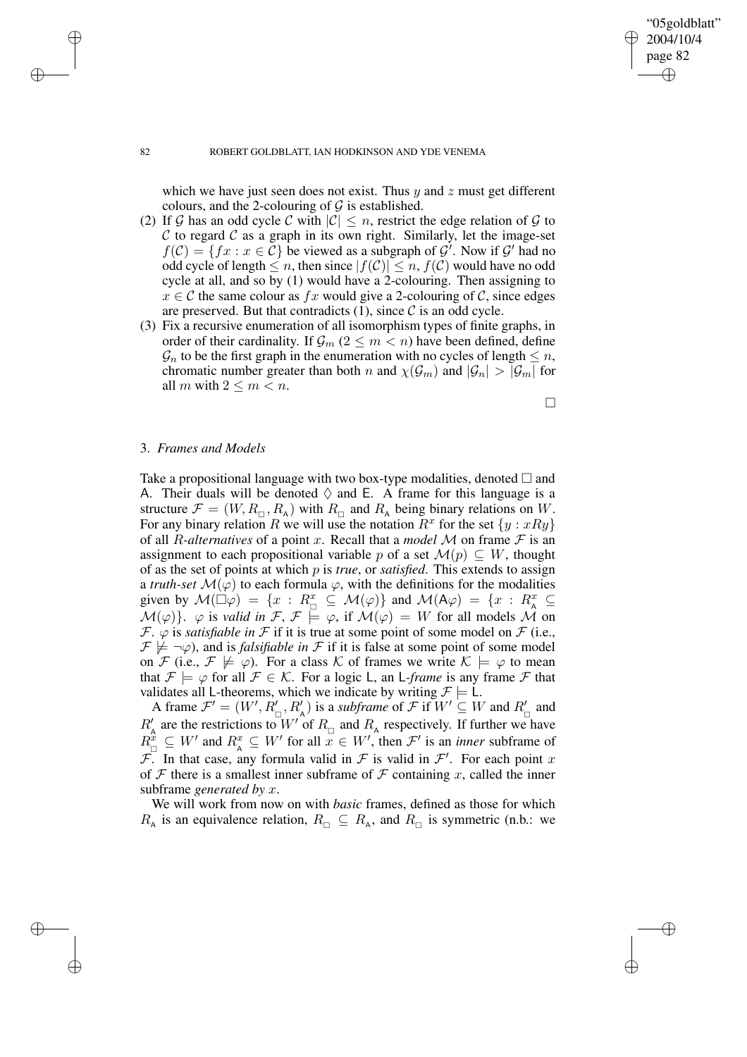which we have just seen does not exist. Thus $y$ and $z$ must get different colours, and the 2-colouring of $\mathcal{G}$ is established.

(2) If $\mathcal{G}$ has an odd cycle $\mathcal{C}$ with $|\mathcal{C}| \leq n$, restrict the edge relation of $\mathcal{G}$ to $\mathcal{C}$ to regard $\mathcal{C}$ as a graph in its own right. Similarly, let the image-set $f(\mathcal{C}) = \{fx : x \in \mathcal{C}\}$ be viewed as a subgraph of $\mathcal{G}'$. Now if $\mathcal{G}'$ had no odd cycle of length $\leq n$, then since $|f(\mathcal{C})| \leq n$, $f(\mathcal{C})$ would have no odd cycle at all, and so by (1) would have a 2-colouring. Then assigning to $x \in \mathcal{C}$ the same colour as $fx$ would give a 2-colouring of $\mathcal{C}$, since edges are preserved. But that contradicts (1), since $\mathcal{C}$ is an odd cycle.

(3) Fix a recursive enumeration of all isomorphism types of finite graphs, in order of their cardinality. If $\mathcal{G}_m$ ($2 \leq m < n$) have been defined, define $\mathcal{G}_n$ to be the first graph in the enumeration with no cycles of length $\leq n$, chromatic number greater than both $n$ and $\chi(\mathcal{G}_m)$ and $|\mathcal{G}_n| > |\mathcal{G}_m|$ for all $m$ with $2 \leq m < n$.

$\square$

## 3. *Frames and Models*

Take a propositional language with two box-type modalities, denoted $\Box$ and $\mathsf{A}$. Their duals will be denoted $\Diamond$ and $\mathsf{E}$. A frame for this language is a structure $\mathcal{F} = (W, R_{\Box}, R_{\mathsf{A}})$ with $R_{\Box}$ and $R_{\mathsf{A}}$ being binary relations on $W$. For any binary relation $R$ we will use the notation $R^x$ for the set $\{y : xRy\}$ of all *$R$-alternatives* of a point $x$. Recall that a *model* $\mathcal{M}$ on frame $\mathcal{F}$ is an assignment to each propositional variable $p$ of a set $\mathcal{M}(p) \subseteq W$, thought of as the set of points at which $p$ is *true*, or *satisfied*. This extends to assign a *truth-set* $\mathcal{M}(\varphi)$ to each formula $\varphi$, with the definitions for the modalities given by $\mathcal{M}(\Box\varphi) = \{x : R^x_{\Box} \subseteq \mathcal{M}(\varphi)\}$ and $\mathcal{M}(\mathsf{A}\varphi) = \{x : R^x_{\mathsf{A}} \subseteq \mathcal{M}(\varphi)\}$. $\varphi$ is *valid in* $\mathcal{F}$, $\mathcal{F} \models \varphi$, if $\mathcal{M}(\varphi) = W$ for all models $\mathcal{M}$ on $\mathcal{F}$. $\varphi$ is *satisfiable in* $\mathcal{F}$ if it is true at some point of some model on $\mathcal{F}$ (i.e., $\mathcal{F} \not\models \neg\varphi$), and is *falsifiable in* $\mathcal{F}$ if it is false at some point of some model on $\mathcal{F}$ (i.e., $\mathcal{F} \not\models \varphi$). For a class $\mathcal{K}$ of frames we write $\mathcal{K} \models \varphi$ to mean that $\mathcal{F} \models \varphi$ for all $\mathcal{F} \in \mathcal{K}$. For a logic $\mathsf{L}$, an $\mathsf{L}$*-frame* is any frame $\mathcal{F}$ that validates all $\mathsf{L}$-theorems, which we indicate by writing $\mathcal{F} \models \mathsf{L}$.

A frame $\mathcal{F}' = (W', R'_{\Box}, R'_{\mathsf{A}})$ is a *subframe* of $\mathcal{F}$ if $W' \subseteq W$ and $R'_{\Box}$ and $R'_{\mathsf{A}}$ are the restrictions to $W'$ of $R_{\Box}$ and $R_{\mathsf{A}}$ respectively. If further we have $R^x_{\Box} \subseteq W'$ and $R^x_{\mathsf{A}} \subseteq W'$ for all $x \in W'$, then $\mathcal{F}'$ is an *inner* subframe of $\mathcal{F}$. In that case, any formula valid in $\mathcal{F}$ is valid in $\mathcal{F}'$. For each point $x$ of $\mathcal{F}$ there is a smallest inner subframe of $\mathcal{F}$ containing $x$, called the inner subframe *generated by* $x$.

We will work from now on with *basic* frames, defined as those for which $R_{\mathsf{A}}$ is an equivalence relation, $R_{\Box} \subseteq R_{\mathsf{A}}$, and $R_{\Box}$ is symmetric (n.b.: we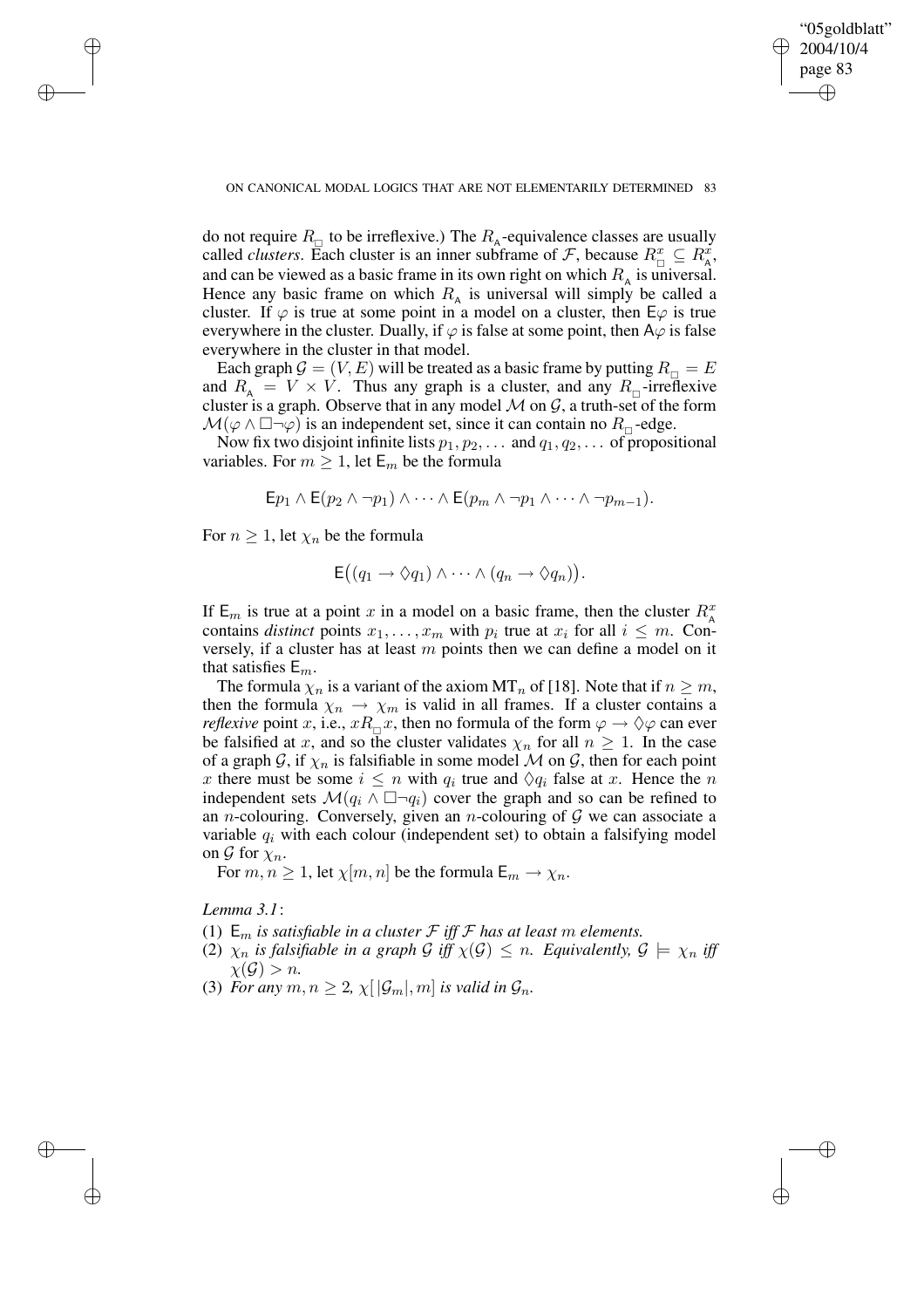do not require $R_{\Box}$ to be irreflexive.) The $R_{\mathsf{A}}$-equivalence classes are usually called *clusters*. Each cluster is an inner subframe of $\mathcal{F}$, because $R^x_{\Box} \subseteq R^x_{\mathsf{A}}$, and can be viewed as a basic frame in its own right on which $R_{\mathsf{A}}$ is universal. Hence any basic frame on which $R_{\mathsf{A}}$ is universal will simply be called a cluster. If $\varphi$ is true at some point in a model on a cluster, then $\mathsf{E}\varphi$ is true everywhere in the cluster. Dually, if $\varphi$ is false at some point, then $\mathsf{A}\varphi$ is false everywhere in the cluster in that model.

Each graph $\mathcal{G} = (V, E)$ will be treated as a basic frame by putting $R_{\Box} = E$ and $R_{\mathsf{A}} = V \times V$. Thus any graph is a cluster, and any $R_{\Box}$-irreflexive cluster is a graph. Observe that in any model $\mathcal{M}$ on $\mathcal{G}$, a truth-set of the form $\mathcal{M}(\varphi \wedge \Box\neg\varphi)$ is an independent set, since it can contain no $R_{\Box}$-edge.

Now fix two disjoint infinite lists $p_1, p_2, \ldots$ and $q_1, q_2, \ldots$ of propositional variables. For $m \geq 1$, let $\mathsf{E}_m$ be the formula

$$\mathsf{E}p_1 \wedge \mathsf{E}(p_2 \wedge \neg p_1) \wedge \cdots \wedge \mathsf{E}(p_m \wedge \neg p_1 \wedge \cdots \wedge \neg p_{m-1}).$$

For $n \geq 1$, let $\chi_n$ be the formula

$$\mathsf{E}\big((q_1 \to \Diamond q_1) \wedge \cdots \wedge (q_n \to \Diamond q_n)\big).$$

If $\mathsf{E}_m$ is true at a point $x$ in a model on a basic frame, then the cluster $R^x_{\mathsf{A}}$ contains *distinct* points $x_1, \ldots, x_m$ with $p_i$ true at $x_i$ for all $i \leq m$. Conversely, if a cluster has at least $m$ points then we can define a model on it that satisfies $\mathsf{E}_m$.

The formula $\chi_n$ is a variant of the axiom $\mathrm{MT}_n$ of [18]. Note that if $n \geq m$, then the formula $\chi_n \to \chi_m$ is valid in all frames. If a cluster contains a *reflexive* point $x$, i.e., $xR_{\Box}x$, then no formula of the form $\varphi \to \Diamond\varphi$ can ever be falsified at $x$, and so the cluster validates $\chi_n$ for all $n \geq 1$. In the case of a graph $\mathcal{G}$, if $\chi_n$ is falsifiable in some model $\mathcal{M}$ on $\mathcal{G}$, then for each point $x$ there must be some $i \leq n$ with $q_i$ true and $\Diamond q_i$ false at $x$. Hence the $n$ independent sets $\mathcal{M}(q_i \wedge \Box\neg q_i)$ cover the graph and so can be refined to an $n$-colouring. Conversely, given an $n$-colouring of $\mathcal{G}$ we can associate a variable $q_i$ with each colour (independent set) to obtain a falsifying model on $\mathcal{G}$ for $\chi_n$.

For $m, n \geq 1$, let $\chi[m, n]$ be the formula $\mathsf{E}_m \to \chi_n$.

*Lemma 3.1*:

1. $\mathsf{E}_m$ *is satisfiable in a cluster* $\mathcal{F}$ *iff* $\mathcal{F}$ *has at least* $m$ *elements.*
2. $\chi_n$ *is falsifiable in a graph* $\mathcal{G}$ *iff* $\chi(\mathcal{G}) \leq n$. *Equivalently,* $\mathcal{G} \models \chi_n$ *iff* $\chi(\mathcal{G}) > n$.
3. *For any* $m, n \geq 2$, $\chi[\,|\mathcal{G}_m|, m]$ *is valid in* $\mathcal{G}_n$.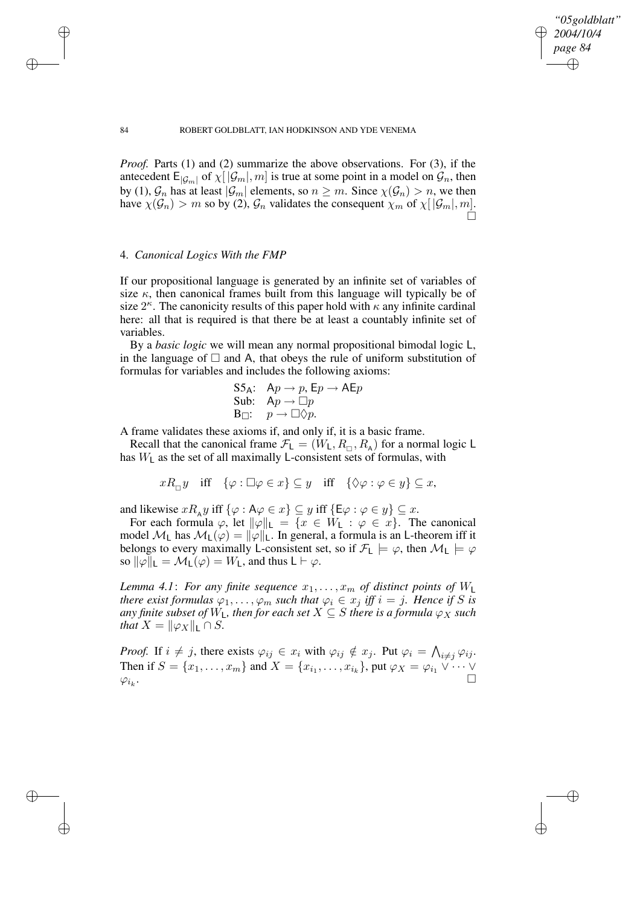*Proof.* Parts (1) and (2) summarize the above observations. For (3), if the antecedent $\mathsf{E}_{|\mathcal{G}_m|}$ of $\chi[\,|\mathcal{G}_m|, m]$ is true at some point in a model on $\mathcal{G}_n$, then by (1), $\mathcal{G}_n$ has at least $|\mathcal{G}_m|$ elements, so $n \geq m$. Since $\chi(\mathcal{G}_n) > n$, we then have $\chi(\mathcal{G}_n) > m$ so by (2), $\mathcal{G}_n$ validates the consequent $\chi_m$ of $\chi[\,|\mathcal{G}_m|, m]$. $\square$

## 4. *Canonical Logics With the FMP*

If our propositional language is generated by an infinite set of variables of size $\kappa$, then canonical frames built from this language will typically be of size $2^\kappa$. The canonicity results of this paper hold with $\kappa$ any infinite cardinal here: all that is required is that there be at least a countably infinite set of variables.

By a *basic logic* we will mean any normal propositional bimodal logic $\mathsf{L}$, in the language of $\Box$ and $\mathsf{A}$, that obeys the rule of uniform substitution of formulas for variables and includes the following axioms:

$$
\begin{array}{ll}
\mathrm{S5}_{\mathsf{A}}: & \mathsf{A}p \to p,\ \mathsf{E}p \to \mathsf{A}\mathsf{E}p \\
\mathrm{Sub}: & \mathsf{A}p \to \Box p \\
\mathrm{B}_{\Box}: & p \to \Box\Diamond p.
\end{array}
$$

A frame validates these axioms if, and only if, it is a basic frame.

Recall that the canonical frame $\mathcal{F}_{\mathsf{L}} = (W_{\mathsf{L}}, R_{\Box}, R_{\mathsf{A}})$ for a normal logic $\mathsf{L}$ has $W_{\mathsf{L}}$ as the set of all maximally $\mathsf{L}$-consistent sets of formulas, with

$$
xR_{\Box}y \quad \text{iff} \quad \{\varphi : \Box\varphi \in x\} \subseteq y \quad \text{iff} \quad \{\Diamond\varphi : \varphi \in y\} \subseteq x,
$$

and likewise $xR_{\mathsf{A}}y$ iff $\{\varphi : \mathsf{A}\varphi \in x\} \subseteq y$ iff $\{\mathsf{E}\varphi : \varphi \in y\} \subseteq x$.

For each formula $\varphi$, let $\|\varphi\|_{\mathsf{L}} = \{x \in W_{\mathsf{L}} : \varphi \in x\}$. The canonical model $\mathcal{M}_{\mathsf{L}}$ has $\mathcal{M}_{\mathsf{L}}(\varphi) = \|\varphi\|_{\mathsf{L}}$. In general, a formula is an $\mathsf{L}$-theorem iff it belongs to every maximally $\mathsf{L}$-consistent set, so if $\mathcal{F}_{\mathsf{L}} \models \varphi$, then $\mathcal{M}_{\mathsf{L}} \models \varphi$ so $\|\varphi\|_{\mathsf{L}} = \mathcal{M}_{\mathsf{L}}(\varphi) = W_{\mathsf{L}}$, and thus $\mathsf{L} \vdash \varphi$.

*Lemma 4.1*: *For any finite sequence $x_1, \ldots, x_m$ of distinct points of $W_{\mathsf{L}}$ there exist formulas $\varphi_1, \ldots, \varphi_m$ such that $\varphi_i \in x_j$ iff $i = j$. Hence if $S$ is any finite subset of $W_{\mathsf{L}}$, then for each set $X \subseteq S$ there is a formula $\varphi_X$ such that $X = \|\varphi_X\|_{\mathsf{L}} \cap S$.*

*Proof.* If $i \neq j$, there exists $\varphi_{ij} \in x_i$ with $\varphi_{ij} \notin x_j$. Put $\varphi_i = \bigwedge_{i \neq j} \varphi_{ij}$. Then if $S = \{x_1, \ldots, x_m\}$ and $X = \{x_{i_1}, \ldots, x_{i_k}\}$, put $\varphi_X = \varphi_{i_1} \vee \cdots \vee \varphi_{i_k}$. $\square$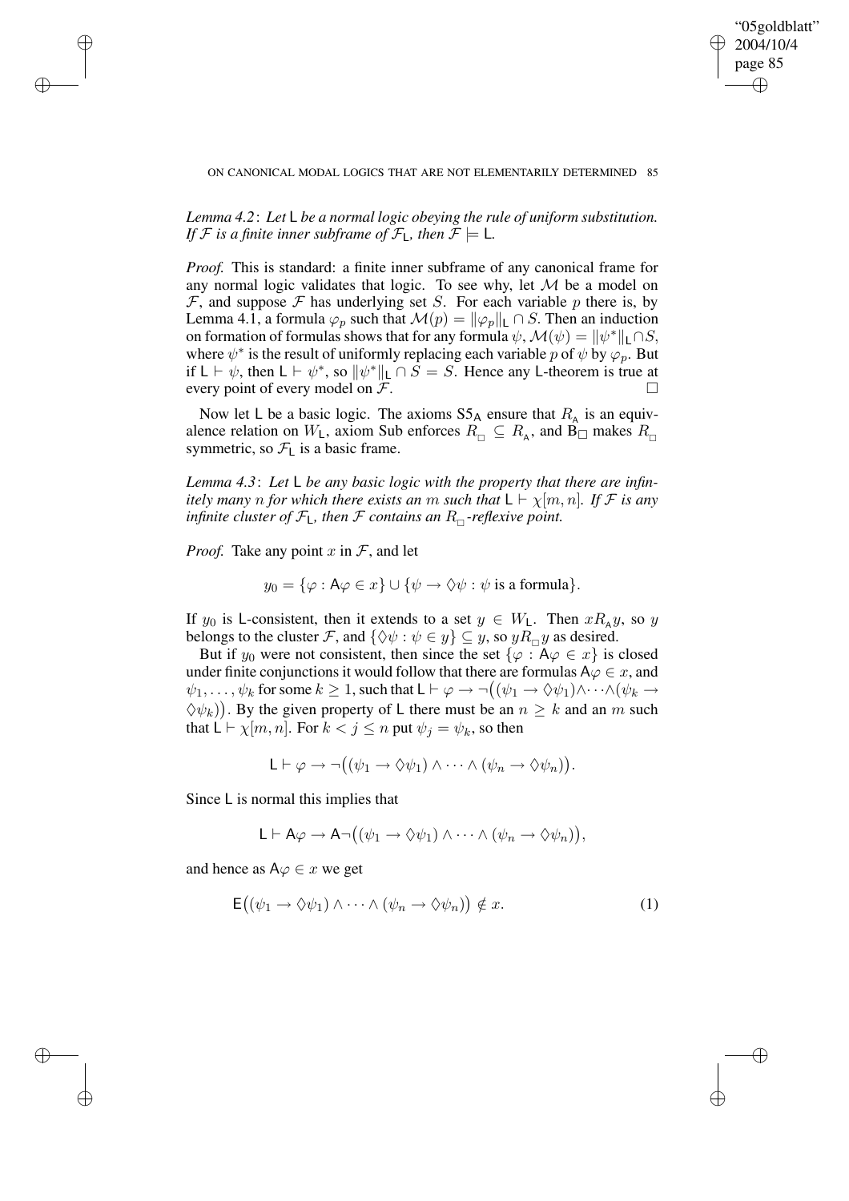*Lemma 4.2*: *Let* $\mathsf{L}$ *be a normal logic obeying the rule of uniform substitution. If* $\mathcal{F}$ *is a finite inner subframe of* $\mathcal{F}_{\mathsf{L}}$*, then* $\mathcal{F} \models \mathsf{L}$*.*

*Proof.* This is standard: a finite inner subframe of any canonical frame for any normal logic validates that logic. To see why, let $\mathcal{M}$ be a model on $\mathcal{F}$, and suppose $\mathcal{F}$ has underlying set $S$. For each variable $p$ there is, by Lemma 4.1, a formula $\varphi_p$ such that $\mathcal{M}(p) = \|\varphi_p\|_{\mathsf{L}} \cap S$. Then an induction on formation of formulas shows that for any formula $\psi$, $\mathcal{M}(\psi) = \|\psi^*\|_{\mathsf{L}} \cap S$, where $\psi^*$ is the result of uniformly replacing each variable $p$ of $\psi$ by $\varphi_p$. But if $\mathsf{L} \vdash \psi$, then $\mathsf{L} \vdash \psi^*$, so $\|\psi^*\|_{\mathsf{L}} \cap S = S$. Hence any $\mathsf{L}$-theorem is true at every point of every model on $\mathcal{F}$. □

Now let $\mathsf{L}$ be a basic logic. The axioms $\mathrm{S5}_{\mathsf{A}}$ ensure that $R_{\mathsf{A}}$ is an equivalence relation on $W_{\mathsf{L}}$, axiom Sub enforces $R_{\Box} \subseteq R_{\mathsf{A}}$, and $\mathrm{B}_{\Box}$ makes $R_{\Box}$ symmetric, so $\mathcal{F}_{\mathsf{L}}$ is a basic frame.

*Lemma 4.3*: *Let* $\mathsf{L}$ *be any basic logic with the property that there are infinitely many* $n$ *for which there exists an* $m$ *such that* $\mathsf{L} \vdash \chi[m,n]$*. If* $\mathcal{F}$ *is any infinite cluster of* $\mathcal{F}_{\mathsf{L}}$*, then* $\mathcal{F}$ *contains an* $R_{\Box}$*-reflexive point.*

*Proof.* Take any point $x$ in $\mathcal{F}$, and let

$$y_0 = \{\varphi : \mathsf{A}\varphi \in x\} \cup \{\psi \to \Diamond\psi : \psi \text{ is a formula}\}.$$

If $y_0$ is $\mathsf{L}$-consistent, then it extends to a set $y \in W_{\mathsf{L}}$. Then $xR_{\mathsf{A}}y$, so $y$ belongs to the cluster $\mathcal{F}$, and $\{\Diamond\psi : \psi \in y\} \subseteq y$, so $yR_{\Box}y$ as desired.

But if $y_0$ were not consistent, then since the set $\{\varphi : \mathsf{A}\varphi \in x\}$ is closed under finite conjunctions it would follow that there are formulas $\mathsf{A}\varphi \in x$, and $\psi_1, \ldots, \psi_k$ for some $k \geq 1$, such that $\mathsf{L} \vdash \varphi \to \neg\big((\psi_1 \to \Diamond\psi_1) \wedge \cdots \wedge (\psi_k \to \Diamond\psi_k)\big)$. By the given property of $\mathsf{L}$ there must be an $n \geq k$ and an $m$ such that $\mathsf{L} \vdash \chi[m,n]$. For $k < j \leq n$ put $\psi_j = \psi_k$, so then

$$\mathsf{L} \vdash \varphi \to \neg\big((\psi_1 \to \Diamond\psi_1) \wedge \cdots \wedge (\psi_n \to \Diamond\psi_n)\big).$$

Since $\mathsf{L}$ is normal this implies that

$$\mathsf{L} \vdash \mathsf{A}\varphi \to \mathsf{A}\neg\big((\psi_1 \to \Diamond\psi_1) \wedge \cdots \wedge (\psi_n \to \Diamond\psi_n)\big),$$

and hence as $\mathsf{A}\varphi \in x$ we get

$$\mathsf{E}\big((\psi_1 \to \Diamond\psi_1) \wedge \cdots \wedge (\psi_n \to \Diamond\psi_n)\big) \notin x. \tag{1}$$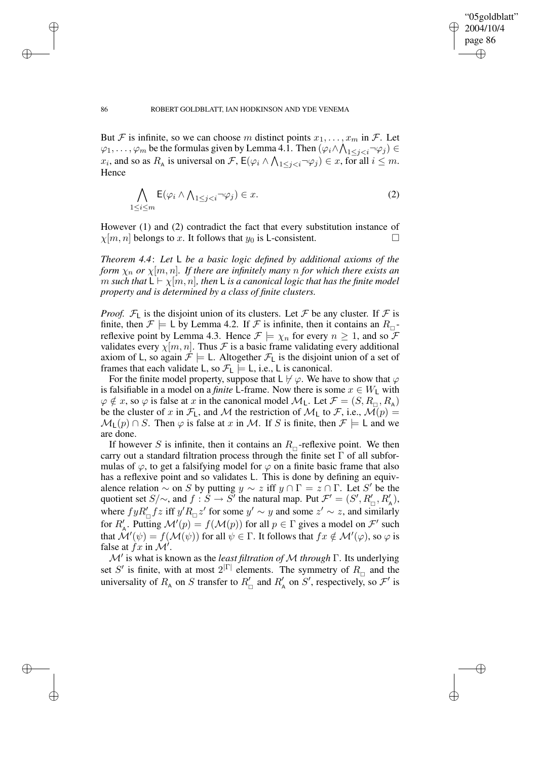But $\mathcal{F}$ is infinite, so we can choose $m$ distinct points $x_1, \ldots, x_m$ in $\mathcal{F}$. Let $\varphi_1, \ldots, \varphi_m$ be the formulas given by Lemma 4.1. Then $(\varphi_i \wedge \bigwedge_{1 \leq j < i} \neg\varphi_j) \in x_i$, and so as $R_{\mathsf{A}}$ is universal on $\mathcal{F}$, $\mathsf{E}(\varphi_i \wedge \bigwedge_{1 \leq j < i} \neg\varphi_j) \in x$, for all $i \leq m$. Hence

$$\bigwedge_{1 \leq i \leq m} \mathsf{E}(\varphi_i \wedge \textstyle\bigwedge_{1 \leq j < i} \neg\varphi_j) \in x. \tag{2}$$

However (1) and (2) contradict the fact that every substitution instance of $\chi[m, n]$ belongs to $x$. It follows that $y_0$ is $\mathsf{L}$-consistent. □

*Theorem 4.4*: *Let* $\mathsf{L}$ *be a basic logic defined by additional axioms of the form* $\chi_n$ *or* $\chi[m, n]$*. If there are infinitely many* $n$ *for which there exists an* $m$ *such that* $\mathsf{L} \vdash \chi[m, n]$*, then* $\mathsf{L}$ *is a canonical logic that has the finite model property and is determined by a class of finite clusters.*

*Proof.* $\mathcal{F}_{\mathsf{L}}$ is the disjoint union of its clusters. Let $\mathcal{F}$ be any cluster. If $\mathcal{F}$ is finite, then $\mathcal{F} \models \mathsf{L}$ by Lemma 4.2. If $\mathcal{F}$ is infinite, then it contains an $R_{\Box}$-reflexive point by Lemma 4.3. Hence $\mathcal{F} \models \chi_n$ for every $n \geq 1$, and so $\mathcal{F}$ validates every $\chi[m, n]$. Thus $\mathcal{F}$ is a basic frame validating every additional axiom of $\mathsf{L}$, so again $\mathcal{F} \models \mathsf{L}$. Altogether $\mathcal{F}_{\mathsf{L}}$ is the disjoint union of a set of frames that each validate $\mathsf{L}$, so $\mathcal{F}_{\mathsf{L}} \models \mathsf{L}$, i.e., $\mathsf{L}$ is canonical.

For the finite model property, suppose that $\mathsf{L} \nvdash \varphi$. We have to show that $\varphi$ is falsifiable in a model on a *finite* $\mathsf{L}$-frame. Now there is some $x \in W_{\mathsf{L}}$ with $\varphi \notin x$, so $\varphi$ is false at $x$ in the canonical model $\mathcal{M}_{\mathsf{L}}$. Let $\mathcal{F} = (S, R_{\Box}, R_{\mathsf{A}})$ be the cluster of $x$ in $\mathcal{F}_{\mathsf{L}}$, and $\mathcal{M}$ the restriction of $\mathcal{M}_{\mathsf{L}}$ to $\mathcal{F}$, i.e., $\mathcal{M}(p) = \mathcal{M}_{\mathsf{L}}(p) \cap S$. Then $\varphi$ is false at $x$ in $\mathcal{M}$. If $S$ is finite, then $\mathcal{F} \models \mathsf{L}$ and we are done.

If however $S$ is infinite, then it contains an $R_{\Box}$-reflexive point. We then carry out a standard filtration process through the finite set $\Gamma$ of all subformulas of $\varphi$, to get a falsifying model for $\varphi$ on a finite basic frame that also has a reflexive point and so validates $\mathsf{L}$. This is done by defining an equivalence relation $\sim$ on $S$ by putting $y \sim z$ iff $y \cap \Gamma = z \cap \Gamma$. Let $S'$ be the quotient set $S/{\sim}$, and $f : S \to S'$ the natural map. Put $\mathcal{F}' = (S', R'_{\Box}, R'_{\mathsf{A}})$, where $fyR'_{\Box}fz$ iff $y'R_{\Box}z'$ for some $y' \sim y$ and some $z' \sim z$, and similarly for $R'_{\mathsf{A}}$. Putting $\mathcal{M}'(p) = f(\mathcal{M}(p))$ for all $p \in \Gamma$ gives a model on $\mathcal{F}'$ such that $\mathcal{M}'(\psi) = f(\mathcal{M}(\psi))$ for all $\psi \in \Gamma$. It follows that $fx \notin \mathcal{M}'(\varphi)$, so $\varphi$ is false at $fx$ in $\mathcal{M}'$.

$\mathcal{M}'$ is what is known as the *least filtration of* $\mathcal{M}$ *through* $\Gamma$. Its underlying set $S'$ is finite, with at most $2^{|\Gamma|}$ elements. The symmetry of $R_{\Box}$ and the universality of $R_{\mathsf{A}}$ on $S$ transfer to $R'_{\Box}$ and $R'_{\mathsf{A}}$ on $S'$, respectively, so $\mathcal{F}'$ is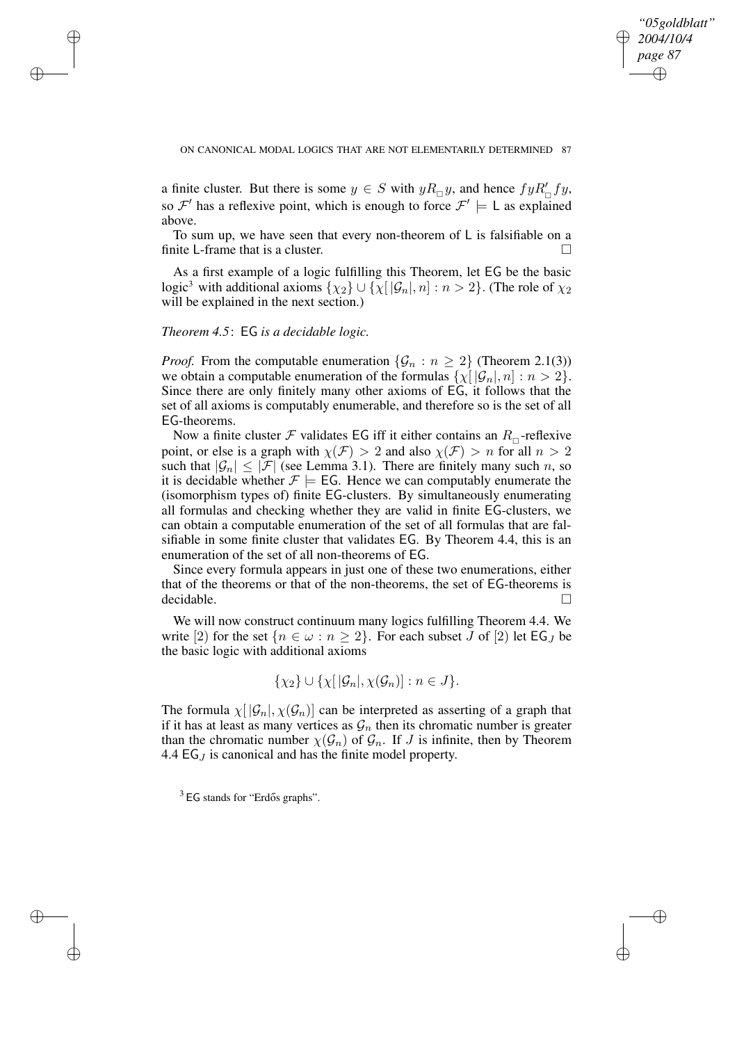a finite cluster. But there is some $y \in S$ with $yR_{\Box}y$, and hence $fyR'_{\Box}fy$, so $\mathcal{F}'$ has a reflexive point, which is enough to force $\mathcal{F}' \models \mathsf{L}$ as explained above.

To sum up, we have seen that every non-theorem of $\mathsf{L}$ is falsifiable on a finite $\mathsf{L}$-frame that is a cluster. $\Box$

As a first example of a logic fulfilling this Theorem, let $\mathsf{EG}$ be the basic logic[3] with additional axioms $\{\chi_2\} \cup \{\chi[\,|\mathcal{G}_n|, n] : n > 2\}$. (The role of $\chi_2$ will be explained in the next section.)

*Theorem 4.5*: $\mathsf{EG}$ *is a decidable logic.*

*Proof.* From the computable enumeration $\{\mathcal{G}_n : n \geq 2\}$ (Theorem 2.1(3)) we obtain a computable enumeration of the formulas $\{\chi[\,|\mathcal{G}_n|, n] : n > 2\}$. Since there are only finitely many other axioms of $\mathsf{EG}$, it follows that the set of all axioms is computably enumerable, and therefore so is the set of all $\mathsf{EG}$-theorems.

Now a finite cluster $\mathcal{F}$ validates $\mathsf{EG}$ iff it either contains an $R_{\Box}$-reflexive point, or else is a graph with $\chi(\mathcal{F}) > 2$ and also $\chi(\mathcal{F}) > n$ for all $n > 2$ such that $|\mathcal{G}_n| \leq |\mathcal{F}|$ (see Lemma 3.1). There are finitely many such $n$, so it is decidable whether $\mathcal{F} \models \mathsf{EG}$. Hence we can computably enumerate the (isomorphism types of) finite $\mathsf{EG}$-clusters. By simultaneously enumerating all formulas and checking whether they are valid in finite $\mathsf{EG}$-clusters, we can obtain a computable enumeration of the set of all formulas that are falsifiable in some finite cluster that validates $\mathsf{EG}$. By Theorem 4.4, this is an enumeration of the set of all non-theorems of $\mathsf{EG}$.

Since every formula appears in just one of these two enumerations, either that of the theorems or that of the non-theorems, the set of $\mathsf{EG}$-theorems is decidable. $\Box$

We will now construct continuum many logics fulfilling Theorem 4.4. We write $[2)$ for the set $\{n \in \omega : n \geq 2\}$. For each subset $J$ of $[2)$ let $\mathsf{EG}_J$ be the basic logic with additional axioms

$$\{\chi_2\} \cup \{\chi[\,|\mathcal{G}_n|, \chi(\mathcal{G}_n)] : n \in J\}.$$

The formula $\chi[\,|\mathcal{G}_n|, \chi(\mathcal{G}_n)]$ can be interpreted as asserting of a graph that if it has at least as many vertices as $\mathcal{G}_n$ then its chromatic number is greater than the chromatic number $\chi(\mathcal{G}_n)$ of $\mathcal{G}_n$. If $J$ is infinite, then by Theorem 4.4 $\mathsf{EG}_J$ is canonical and has the finite model property.

[3] $\mathsf{EG}$ stands for "Erdős graphs".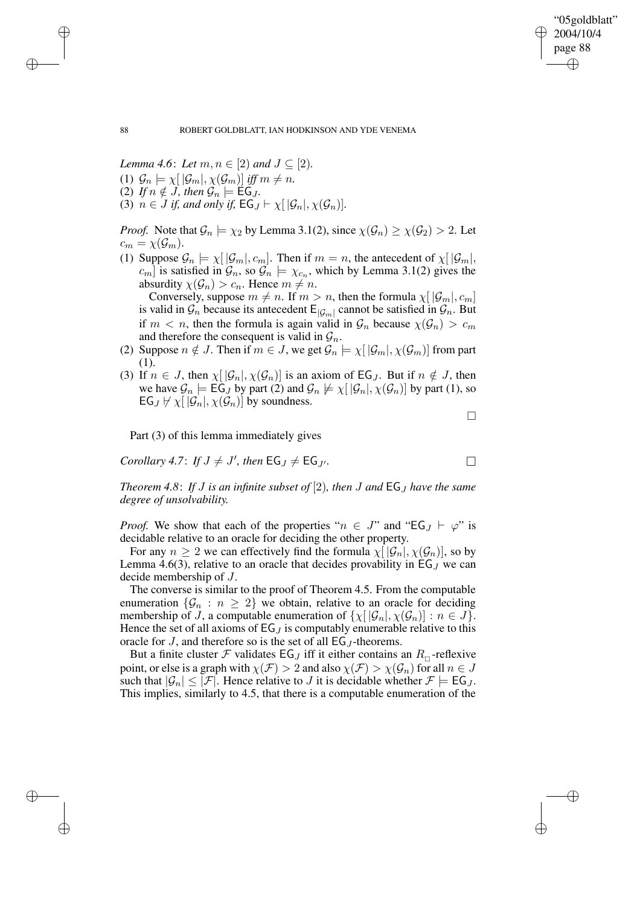*Lemma 4.6*: *Let $m, n \in [2)$ and $J \subseteq [2)$.*

(1) $\mathcal{G}_n \models \chi[\,|\mathcal{G}_m|, \chi(\mathcal{G}_m)]$ *iff* $m \neq n$.

(2) *If* $n \notin J$*, then* $\mathcal{G}_n \models \mathsf{EG}_J$.

(3) $n \in J$ *if, and only if,* $\mathsf{EG}_J \vdash \chi[\,|\mathcal{G}_n|, \chi(\mathcal{G}_n)]$.

*Proof.* Note that $\mathcal{G}_n \models \chi_2$ by Lemma 3.1(2), since $\chi(\mathcal{G}_n) \geq \chi(\mathcal{G}_2) > 2$. Let $c_m = \chi(\mathcal{G}_m)$.

(1) Suppose $\mathcal{G}_n \models \chi[\,|\mathcal{G}_m|, c_m]$. Then if $m = n$, the antecedent of $\chi[\,|\mathcal{G}_m|, c_m]$ is satisfied in $\mathcal{G}_n$, so $\mathcal{G}_n \models \chi_{c_n}$, which by Lemma 3.1(2) gives the absurdity $\chi(\mathcal{G}_n) > c_n$. Hence $m \neq n$.

   Conversely, suppose $m \neq n$. If $m > n$, then the formula $\chi[\,|\mathcal{G}_m|, c_m]$ is valid in $\mathcal{G}_n$ because its antecedent $\mathsf{E}_{|\mathcal{G}_m|}$ cannot be satisfied in $\mathcal{G}_n$. But if $m < n$, then the formula is again valid in $\mathcal{G}_n$ because $\chi(\mathcal{G}_n) > c_m$ and therefore the consequent is valid in $\mathcal{G}_n$.

(2) Suppose $n \notin J$. Then if $m \in J$, we get $\mathcal{G}_n \models \chi[\,|\mathcal{G}_m|, \chi(\mathcal{G}_m)]$ from part (1).

(3) If $n \in J$, then $\chi[\,|\mathcal{G}_n|, \chi(\mathcal{G}_n)]$ is an axiom of $\mathsf{EG}_J$. But if $n \notin J$, then we have $\mathcal{G}_n \models \mathsf{EG}_J$ by part (2) and $\mathcal{G}_n \not\models \chi[\,|\mathcal{G}_n|, \chi(\mathcal{G}_n)]$ by part (1), so $\mathsf{EG}_J \not\vdash \chi[\,|\mathcal{G}_n|, \chi(\mathcal{G}_n)]$ by soundness.

□

Part (3) of this lemma immediately gives

*Corollary 4.7*: *If $J \neq J'$, then $\mathsf{EG}_J \neq \mathsf{EG}_{J'}$.* □

*Theorem 4.8*: *If $J$ is an infinite subset of $[2)$, then $J$ and $\mathsf{EG}_J$ have the same degree of unsolvability.*

*Proof.* We show that each of the properties "$n \in J$" and "$\mathsf{EG}_J \vdash \varphi$" is decidable relative to an oracle for deciding the other property.

For any $n \geq 2$ we can effectively find the formula $\chi[\,|\mathcal{G}_n|, \chi(\mathcal{G}_n)]$, so by Lemma 4.6(3), relative to an oracle that decides provability in $\mathsf{EG}_J$ we can decide membership of $J$.

The converse is similar to the proof of Theorem 4.5. From the computable enumeration $\{\mathcal{G}_n : n \geq 2\}$ we obtain, relative to an oracle for deciding membership of $J$, a computable enumeration of $\{\chi[\,|\mathcal{G}_n|, \chi(\mathcal{G}_n)] : n \in J\}$. Hence the set of all axioms of $\mathsf{EG}_J$ is computably enumerable relative to this oracle for $J$, and therefore so is the set of all $\mathsf{EG}_J$-theorems.

But a finite cluster $\mathcal{F}$ validates $\mathsf{EG}_J$ iff it either contains an $R_\Box$-reflexive point, or else is a graph with $\chi(\mathcal{F}) > 2$ and also $\chi(\mathcal{F}) > \chi(\mathcal{G}_n)$ for all $n \in J$ such that $|\mathcal{G}_n| \leq |\mathcal{F}|$. Hence relative to $J$ it is decidable whether $\mathcal{F} \models \mathsf{EG}_J$. This implies, similarly to 4.5, that there is a computable enumeration of the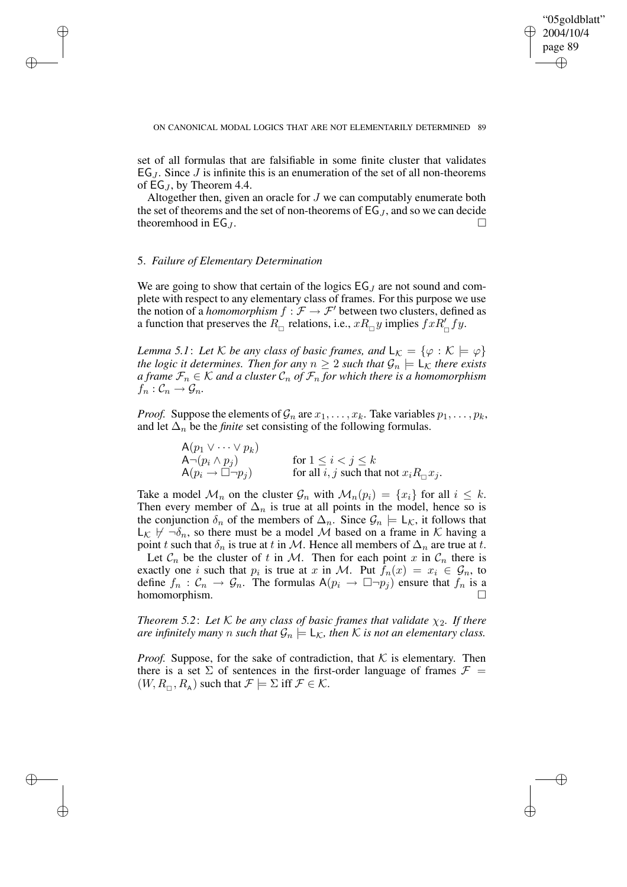set of all formulas that are falsifiable in some finite cluster that validates $\mathsf{EG}_J$. Since $J$ is infinite this is an enumeration of the set of all non-theorems of $\mathsf{EG}_J$, by Theorem 4.4.

Altogether then, given an oracle for $J$ we can computably enumerate both the set of theorems and the set of non-theorems of $\mathsf{EG}_J$, and so we can decide theoremhood in $\mathsf{EG}_J$. $\square$

## 5. *Failure of Elementary Determination*

We are going to show that certain of the logics $\mathsf{EG}_J$ are not sound and complete with respect to any elementary class of frames. For this purpose we use the notion of a *homomorphism* $f : \mathcal{F} \to \mathcal{F}'$ between two clusters, defined as a function that preserves the $R_\Box$ relations, i.e., $xR_\Box y$ implies $fxR'_\Box fy$.

*Lemma 5.1*: *Let $\mathcal{K}$ be any class of basic frames, and $\mathsf{L}_\mathcal{K} = \{\varphi : \mathcal{K} \models \varphi\}$ the logic it determines. Then for any $n \geq 2$ such that $\mathcal{G}_n \models \mathsf{L}_\mathcal{K}$ there exists a frame $\mathcal{F}_n \in \mathcal{K}$ and a cluster $\mathcal{C}_n$ of $\mathcal{F}_n$ for which there is a homomorphism $f_n : \mathcal{C}_n \to \mathcal{G}_n$.*

*Proof.* Suppose the elements of $\mathcal{G}_n$ are $x_1, \ldots, x_k$. Take variables $p_1, \ldots, p_k$, and let $\Delta_n$ be the *finite* set consisting of the following formulas.

$$\begin{array}{ll} \mathsf{A}(p_1 \vee \cdots \vee p_k) & \\ \mathsf{A}\neg(p_i \wedge p_j) & \text{for } 1 \leq i < j \leq k \\ \mathsf{A}(p_i \to \Box\neg p_j) & \text{for all } i, j \text{ such that not } x_i R_\Box x_j. \end{array}$$

Take a model $\mathcal{M}_n$ on the cluster $\mathcal{G}_n$ with $\mathcal{M}_n(p_i) = \{x_i\}$ for all $i \leq k$. Then every member of $\Delta_n$ is true at all points in the model, hence so is the conjunction $\delta_n$ of the members of $\Delta_n$. Since $\mathcal{G}_n \models \mathsf{L}_\mathcal{K}$, it follows that $\mathsf{L}_\mathcal{K} \nvdash \neg\delta_n$, so there must be a model $\mathcal{M}$ based on a frame in $\mathcal{K}$ having a point $t$ such that $\delta_n$ is true at $t$ in $\mathcal{M}$. Hence all members of $\Delta_n$ are true at $t$.

Let $\mathcal{C}_n$ be the cluster of $t$ in $\mathcal{M}$. Then for each point $x$ in $\mathcal{C}_n$ there is exactly one $i$ such that $p_i$ is true at $x$ in $\mathcal{M}$. Put $f_n(x) = x_i \in \mathcal{G}_n$, to define $f_n : \mathcal{C}_n \to \mathcal{G}_n$. The formulas $\mathsf{A}(p_i \to \Box\neg p_j)$ ensure that $f_n$ is a homomorphism. $\square$

*Theorem 5.2*: *Let $\mathcal{K}$ be any class of basic frames that validate $\chi_2$. If there are infinitely many $n$ such that $\mathcal{G}_n \models \mathsf{L}_\mathcal{K}$, then $\mathcal{K}$ is not an elementary class.*

*Proof.* Suppose, for the sake of contradiction, that $\mathcal{K}$ is elementary. Then there is a set $\Sigma$ of sentences in the first-order language of frames $\mathcal{F} = (W, R_\Box, R_\mathsf{A})$ such that $\mathcal{F} \models \Sigma$ iff $\mathcal{F} \in \mathcal{K}$.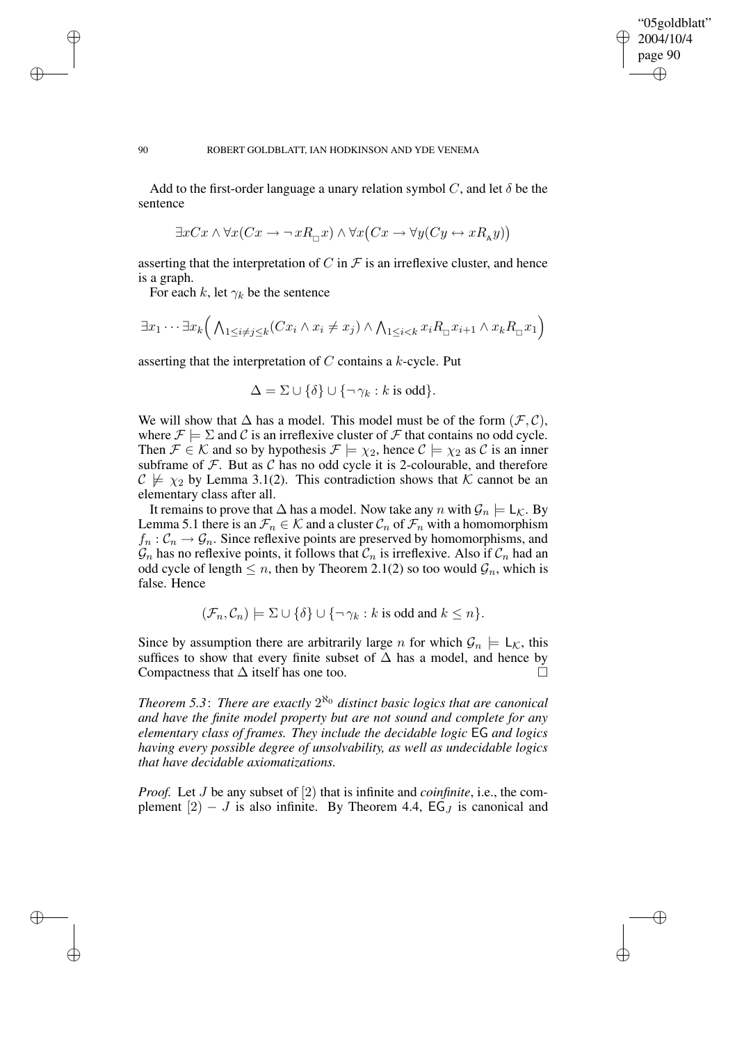Add to the first-order language a unary relation symbol $C$, and let $\delta$ be the sentence

$$\exists x Cx \wedge \forall x(Cx \to \neg xR_{\Box}x) \wedge \forall x\big(Cx \to \forall y(Cy \leftrightarrow xR_{\mathsf{A}}y)\big)$$

asserting that the interpretation of $C$ in $\mathcal{F}$ is an irreflexive cluster, and hence is a graph.

For each $k$, let $\gamma_k$ be the sentence

$$\exists x_1 \cdots \exists x_k \Big( \bigwedge_{1 \leq i \neq j \leq k} (Cx_i \wedge x_i \neq x_j) \wedge \bigwedge_{1 \leq i < k} x_i R_{\Box} x_{i+1} \wedge x_k R_{\Box} x_1 \Big)$$

asserting that the interpretation of $C$ contains a $k$-cycle. Put

$$\Delta = \Sigma \cup \{\delta\} \cup \{\neg \gamma_k : k \text{ is odd}\}.$$

We will show that $\Delta$ has a model. This model must be of the form $(\mathcal{F}, \mathcal{C})$, where $\mathcal{F} \models \Sigma$ and $\mathcal{C}$ is an irreflexive cluster of $\mathcal{F}$ that contains no odd cycle. Then $\mathcal{F} \in \mathcal{K}$ and so by hypothesis $\mathcal{F} \models \chi_2$, hence $\mathcal{C} \models \chi_2$ as $\mathcal{C}$ is an inner subframe of $\mathcal{F}$. But as $\mathcal{C}$ has no odd cycle it is 2-colourable, and therefore $\mathcal{C} \not\models \chi_2$ by Lemma 3.1(2). This contradiction shows that $\mathcal{K}$ cannot be an elementary class after all.

It remains to prove that $\Delta$ has a model. Now take any $n$ with $\mathcal{G}_n \models \mathsf{L}_{\mathcal{K}}$. By Lemma 5.1 there is an $\mathcal{F}_n \in \mathcal{K}$ and a cluster $\mathcal{C}_n$ of $\mathcal{F}_n$ with a homomorphism $f_n : \mathcal{C}_n \to \mathcal{G}_n$. Since reflexive points are preserved by homomorphisms, and $\mathcal{G}_n$ has no reflexive points, it follows that $\mathcal{C}_n$ is irreflexive. Also if $\mathcal{C}_n$ had an odd cycle of length $\leq n$, then by Theorem 2.1(2) so too would $\mathcal{G}_n$, which is false. Hence

$$(\mathcal{F}_n, \mathcal{C}_n) \models \Sigma \cup \{\delta\} \cup \{\neg \gamma_k : k \text{ is odd and } k \leq n\}.$$

Since by assumption there are arbitrarily large $n$ for which $\mathcal{G}_n \models \mathsf{L}_{\mathcal{K}}$, this suffices to show that every finite subset of $\Delta$ has a model, and hence by Compactness that $\Delta$ itself has one too. $\square$

*Theorem 5.3*: *There are exactly $2^{\aleph_0}$ distinct basic logics that are canonical and have the finite model property but are not sound and complete for any elementary class of frames. They include the decidable logic* $\mathsf{EG}$ *and logics having every possible degree of unsolvability, as well as undecidable logics that have decidable axiomatizations.*

*Proof.* Let $J$ be any subset of $[2)$ that is infinite and *coinfinite*, i.e., the complement $[2) - J$ is also infinite. By Theorem 4.4, $\mathsf{EG}_J$ is canonical and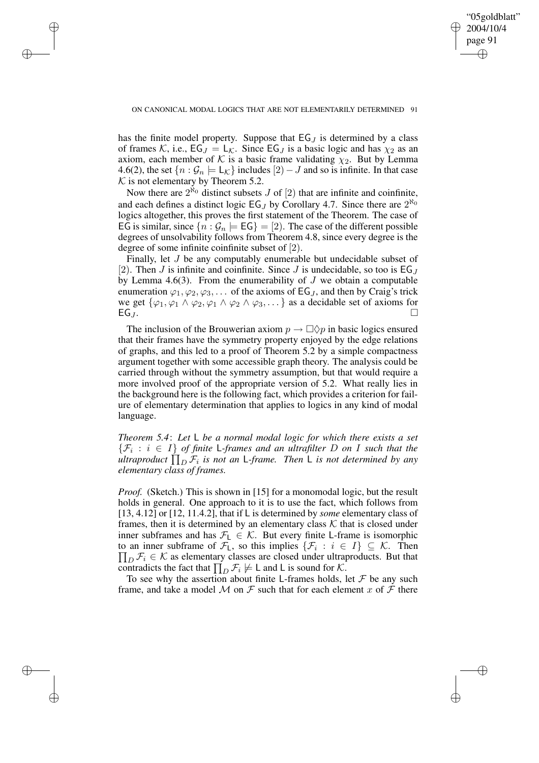has the finite model property. Suppose that $\mathsf{EG}_J$ is determined by a class of frames $\mathcal{K}$, i.e., $\mathsf{EG}_J = \mathsf{L}_\mathcal{K}$. Since $\mathsf{EG}_J$ is a basic logic and has $\chi_2$ as an axiom, each member of $\mathcal{K}$ is a basic frame validating $\chi_2$. But by Lemma 4.6(2), the set $\{n : \mathcal{G}_n \models \mathsf{L}_\mathcal{K}\}$ includes $[2] - J$ and so is infinite. In that case $\mathcal{K}$ is not elementary by Theorem 5.2.

Now there are $2^{\aleph_0}$ distinct subsets $J$ of $[2)$ that are infinite and coinfinite, and each defines a distinct logic $\mathsf{EG}_J$ by Corollary 4.7. Since there are $2^{\aleph_0}$ logics altogether, this proves the first statement of the Theorem. The case of $\mathsf{EG}$ is similar, since $\{n : \mathcal{G}_n \models \mathsf{EG}\} = [2)$. The case of the different possible degrees of unsolvability follows from Theorem 4.8, since every degree is the degree of some infinite coinfinite subset of $[2)$.

Finally, let $J$ be any computably enumerable but undecidable subset of $[2)$. Then $J$ is infinite and coinfinite. Since $J$ is undecidable, so too is $\mathsf{EG}_J$ by Lemma 4.6(3). From the enumerability of $J$ we obtain a computable enumeration $\varphi_1, \varphi_2, \varphi_3, \dots$ of the axioms of $\mathsf{EG}_J$, and then by Craig's trick we get $\{\varphi_1, \varphi_1 \wedge \varphi_2, \varphi_1 \wedge \varphi_2 \wedge \varphi_3, \dots\}$ as a decidable set of axioms for $\mathsf{EG}_J$. □

The inclusion of the Brouwerian axiom $p \to \Box\Diamond p$ in basic logics ensured that their frames have the symmetry property enjoyed by the edge relations of graphs, and this led to a proof of Theorem 5.2 by a simple compactness argument together with some accessible graph theory. The analysis could be carried through without the symmetry assumption, but that would require a more involved proof of the appropriate version of 5.2. What really lies in the background here is the following fact, which provides a criterion for failure of elementary determination that applies to logics in any kind of modal language.

*Theorem 5.4*: *Let* $\mathsf{L}$ *be a normal modal logic for which there exists a set* $\{\mathcal{F}_i : i \in I\}$ *of finite* $\mathsf{L}$*-frames and an ultrafilter* $D$ *on* $I$ *such that the ultraproduct* $\prod_D \mathcal{F}_i$ *is not an* $\mathsf{L}$*-frame. Then* $\mathsf{L}$ *is not determined by any elementary class of frames.*

*Proof.* (Sketch.) This is shown in [15] for a monomodal logic, but the result holds in general. One approach to it is to use the fact, which follows from [13, 4.12] or [12, 11.4.2], that if $\mathsf{L}$ is determined by *some* elementary class of frames, then it is determined by an elementary class $\mathcal{K}$ that is closed under inner subframes and has $\mathcal{F}_\mathsf{L} \in \mathcal{K}$. But every finite $\mathsf{L}$-frame is isomorphic to an inner subframe of $\mathcal{F}_\mathsf{L}$, so this implies $\{\mathcal{F}_i : i \in I\} \subseteq \mathcal{K}$. Then $\prod_D \mathcal{F}_i \in \mathcal{K}$ as elementary classes are closed under ultraproducts. But that contradicts the fact that $\prod_D \mathcal{F}_i \not\models \mathsf{L}$ and $\mathsf{L}$ is sound for $\mathcal{K}$.

To see why the assertion about finite $\mathsf{L}$-frames holds, let $\mathcal{F}$ be any such frame, and take a model $\mathcal{M}$ on $\mathcal{F}$ such that for each element $x$ of $\mathcal{F}$ there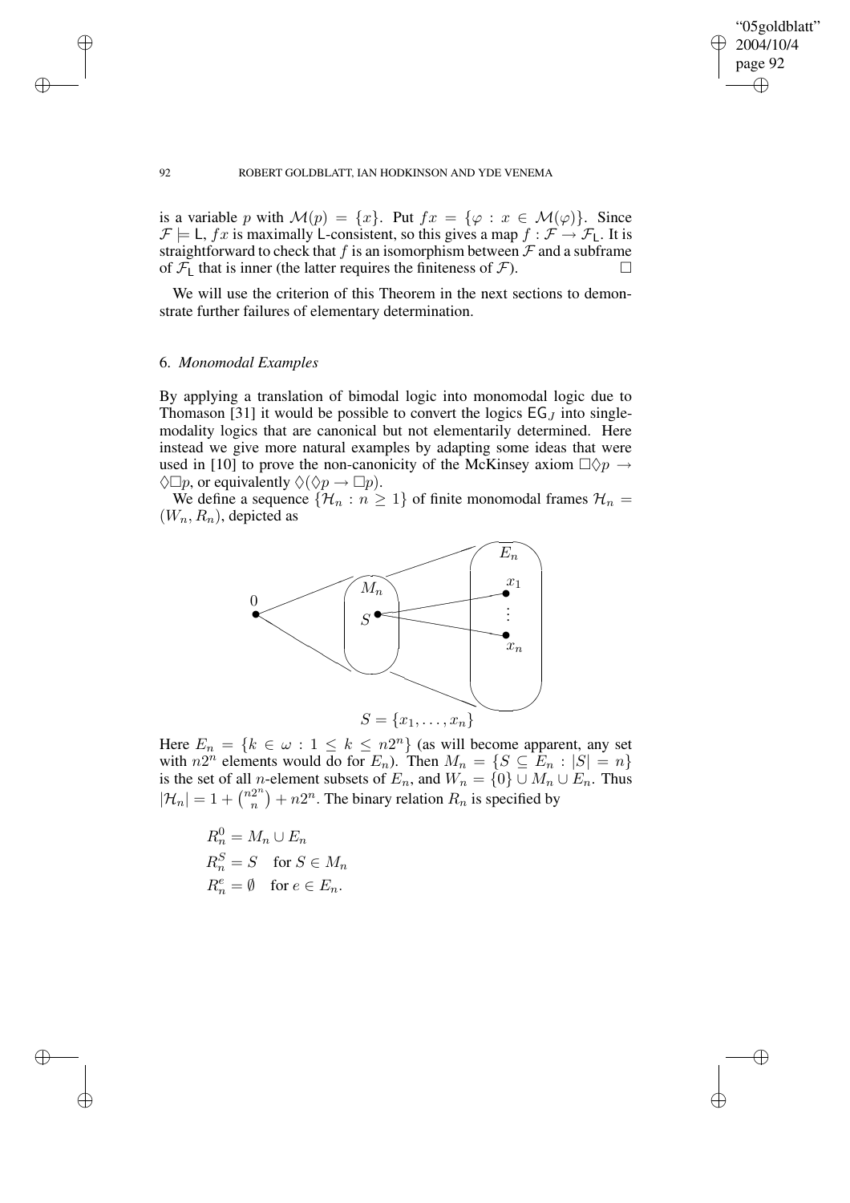is a variable $p$ with $\mathcal{M}(p) = \{x\}$. Put $fx = \{\varphi : x \in \mathcal{M}(\varphi)\}$. Since $\mathcal{F} \models \mathsf{L}$, $fx$ is maximally $\mathsf{L}$-consistent, so this gives a map $f : \mathcal{F} \to \mathcal{F}_\mathsf{L}$. It is straightforward to check that $f$ is an isomorphism between $\mathcal{F}$ and a subframe of $\mathcal{F}_\mathsf{L}$ that is inner (the latter requires the finiteness of $\mathcal{F}$). □

We will use the criterion of this Theorem in the next sections to demonstrate further failures of elementary determination.

## 6. *Monomodal Examples*

By applying a translation of bimodal logic into monomodal logic due to Thomason [31] it would be possible to convert the logics $\mathsf{EG}_J$ into single-modality logics that are canonical but not elementarily determined. Here instead we give more natural examples by adapting some ideas that were used in [10] to prove the non-canonicity of the McKinsey axiom $\Box\Diamond p \to \Diamond\Box p$, or equivalently $\Diamond(\Diamond p \to \Box p)$.

We define a sequence $\{\mathcal{H}_n : n \geq 1\}$ of finite monomodal frames $\mathcal{H}_n = (W_n, R_n)$, depicted as

$S = \{x_1, \ldots, x_n\}$

Here $E_n = \{k \in \omega : 1 \leq k \leq n2^n\}$ (as will become apparent, any set with $n2^n$ elements would do for $E_n$). Then $M_n = \{S \subseteq E_n : |S| = n\}$ is the set of all $n$-element subsets of $E_n$, and $W_n = \{0\} \cup M_n \cup E_n$. Thus $|\mathcal{H}_n| = 1 + \binom{n2^n}{n} + n2^n$. The binary relation $R_n$ is specified by

$$R_n^0 = M_n \cup E_n$$
$$R_n^S = S \quad \text{for } S \in M_n$$
$$R_n^e = \emptyset \quad \text{for } e \in E_n.$$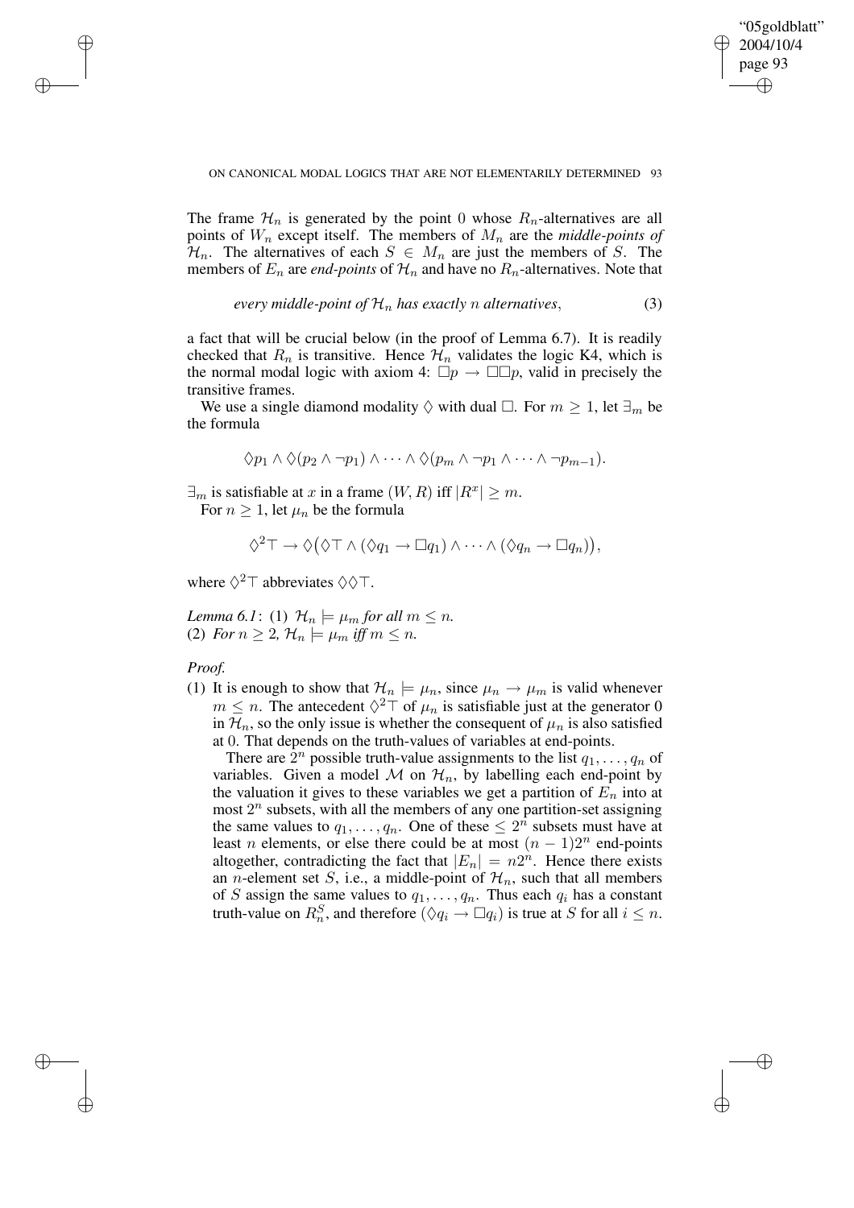The frame $\mathcal{H}_n$ is generated by the point 0 whose $R_n$-alternatives are all points of $W_n$ except itself. The members of $M_n$ are the *middle-points of* $\mathcal{H}_n$. The alternatives of each $S \in M_n$ are just the members of $S$. The members of $E_n$ are *end-points* of $\mathcal{H}_n$ and have no $R_n$-alternatives. Note that

$$\textit{every middle-point of } \mathcal{H}_n \textit{ has exactly } n \textit{ alternatives}, \tag{3}$$

a fact that will be crucial below (in the proof of Lemma 6.7). It is readily checked that $R_n$ is transitive. Hence $\mathcal{H}_n$ validates the logic K4, which is the normal modal logic with axiom 4: $\Box p \to \Box\Box p$, valid in precisely the transitive frames.

We use a single diamond modality $\Diamond$ with dual $\Box$. For $m \geq 1$, let $\exists_m$ be the formula

$$\Diamond p_1 \wedge \Diamond(p_2 \wedge \neg p_1) \wedge \cdots \wedge \Diamond(p_m \wedge \neg p_1 \wedge \cdots \wedge \neg p_{m-1}).$$

$\exists_m$ is satisfiable at $x$ in a frame $(W, R)$ iff $|R^x| \geq m$.

For $n \geq 1$, let $\mu_n$ be the formula

$$\Diamond^2\top \to \Diamond\big(\Diamond\top \wedge (\Diamond q_1 \to \Box q_1) \wedge \cdots \wedge (\Diamond q_n \to \Box q_n)\big),$$

where $\Diamond^2\top$ abbreviates $\Diamond\Diamond\top$.

*Lemma 6.1*: (1) $\mathcal{H}_n \models \mu_m$ *for all* $m \leq n$.
(2) *For* $n \geq 2$, $\mathcal{H}_n \models \mu_m$ *iff* $m \leq n$.

*Proof.*

(1) It is enough to show that $\mathcal{H}_n \models \mu_n$, since $\mu_n \to \mu_m$ is valid whenever $m \leq n$. The antecedent $\Diamond^2\top$ of $\mu_n$ is satisfiable just at the generator 0 in $\mathcal{H}_n$, so the only issue is whether the consequent of $\mu_n$ is also satisfied at 0. That depends on the truth-values of variables at end-points.

There are $2^n$ possible truth-value assignments to the list $q_1, \ldots, q_n$ of variables. Given a model $\mathcal{M}$ on $\mathcal{H}_n$, by labelling each end-point by the valuation it gives to these variables we get a partition of $E_n$ into at most $2^n$ subsets, with all the members of any one partition-set assigning the same values to $q_1, \ldots, q_n$. One of these $\leq 2^n$ subsets must have at least $n$ elements, or else there could be at most $(n-1)2^n$ end-points altogether, contradicting the fact that $|E_n| = n2^n$. Hence there exists an $n$-element set $S$, i.e., a middle-point of $\mathcal{H}_n$, such that all members of $S$ assign the same values to $q_1, \ldots, q_n$. Thus each $q_i$ has a constant truth-value on $R_n^S$, and therefore $(\Diamond q_i \to \Box q_i)$ is true at $S$ for all $i \leq n$.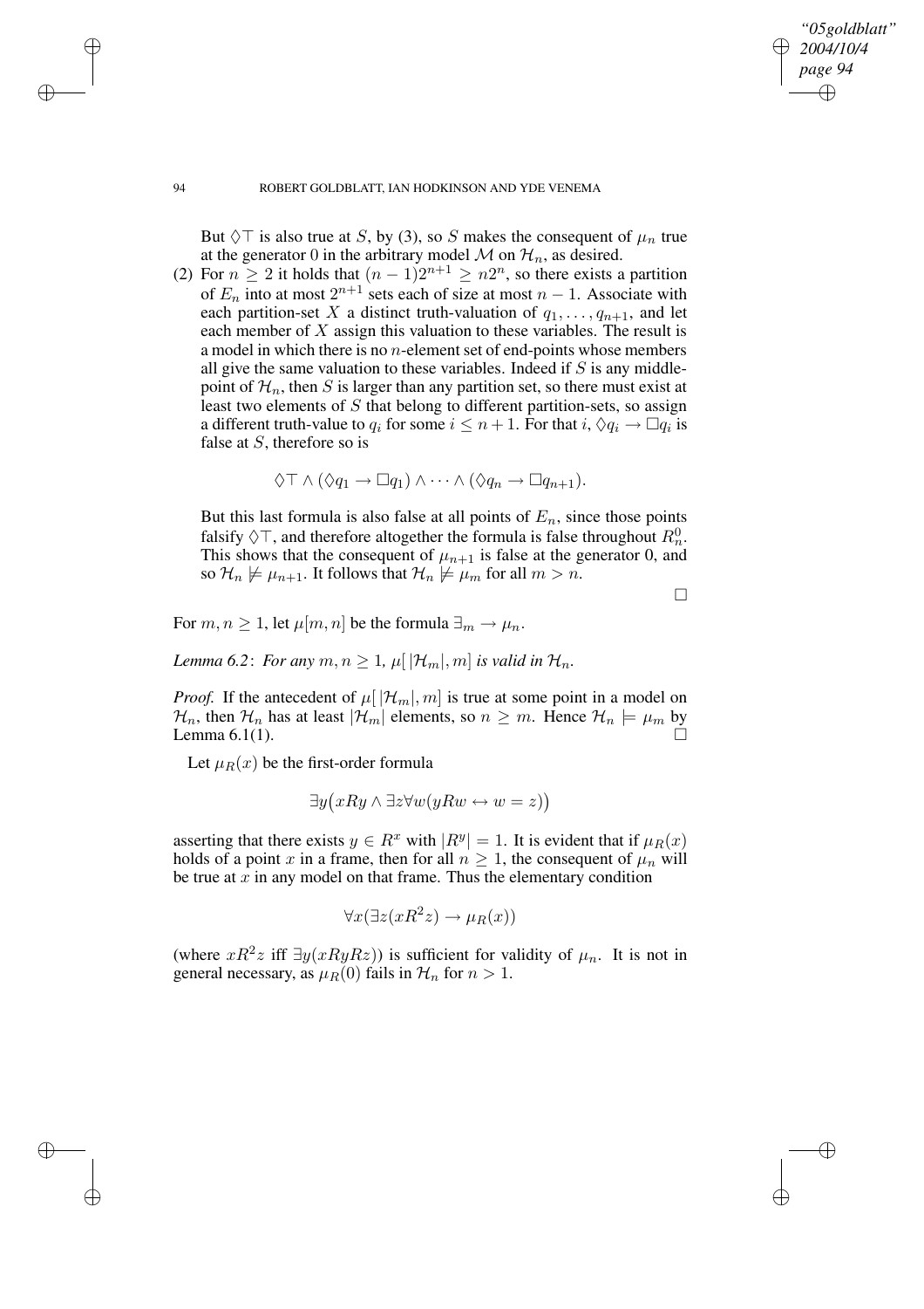But $\Diamond\top$ is also true at $S$, by (3), so $S$ makes the consequent of $\mu_n$ true at the generator 0 in the arbitrary model $\mathcal{M}$ on $\mathcal{H}_n$, as desired.

(2) For $n \geq 2$ it holds that $(n-1)2^{n+1} \geq n2^n$, so there exists a partition of $E_n$ into at most $2^{n+1}$ sets each of size at most $n-1$. Associate with each partition-set $X$ a distinct truth-valuation of $q_1, \dots, q_{n+1}$, and let each member of $X$ assign this valuation to these variables. The result is a model in which there is no $n$-element set of end-points whose members all give the same valuation to these variables. Indeed if $S$ is any middle-point of $\mathcal{H}_n$, then $S$ is larger than any partition set, so there must exist at least two elements of $S$ that belong to different partition-sets, so assign a different truth-value to $q_i$ for some $i \leq n+1$. For that $i$, $\Diamond q_i \to \Box q_i$ is false at $S$, therefore so is

$$\Diamond\top \wedge (\Diamond q_1 \to \Box q_1) \wedge \cdots \wedge (\Diamond q_n \to \Box q_{n+1}).$$

But this last formula is also false at all points of $E_n$, since those points falsify $\Diamond\top$, and therefore altogether the formula is false throughout $R_n^0$. This shows that the consequent of $\mu_{n+1}$ is false at the generator 0, and so $\mathcal{H}_n \not\models \mu_{n+1}$. It follows that $\mathcal{H}_n \not\models \mu_m$ for all $m > n$. □

For $m, n \geq 1$, let $\mu[m, n]$ be the formula $\exists_m \to \mu_n$.

*Lemma 6.2*: *For any $m, n \geq 1$, $\mu[\,|\mathcal{H}_m|, m]$ is valid in $\mathcal{H}_n$.*

*Proof.* If the antecedent of $\mu[\,|\mathcal{H}_m|, m]$ is true at some point in a model on $\mathcal{H}_n$, then $\mathcal{H}_n$ has at least $|\mathcal{H}_m|$ elements, so $n \geq m$. Hence $\mathcal{H}_n \models \mu_m$ by Lemma 6.1(1). □

Let $\mu_R(x)$ be the first-order formula

$$\exists y\big(xRy \wedge \exists z \forall w(yRw \leftrightarrow w = z)\big)$$

asserting that there exists $y \in R^x$ with $|R^y| = 1$. It is evident that if $\mu_R(x)$ holds of a point $x$ in a frame, then for all $n \geq 1$, the consequent of $\mu_n$ will be true at $x$ in any model on that frame. Thus the elementary condition

$$\forall x(\exists z(xR^2z) \to \mu_R(x))$$

(where $xR^2z$ iff $\exists y(xRyRz)$) is sufficient for validity of $\mu_n$. It is not in general necessary, as $\mu_R(0)$ fails in $\mathcal{H}_n$ for $n > 1$.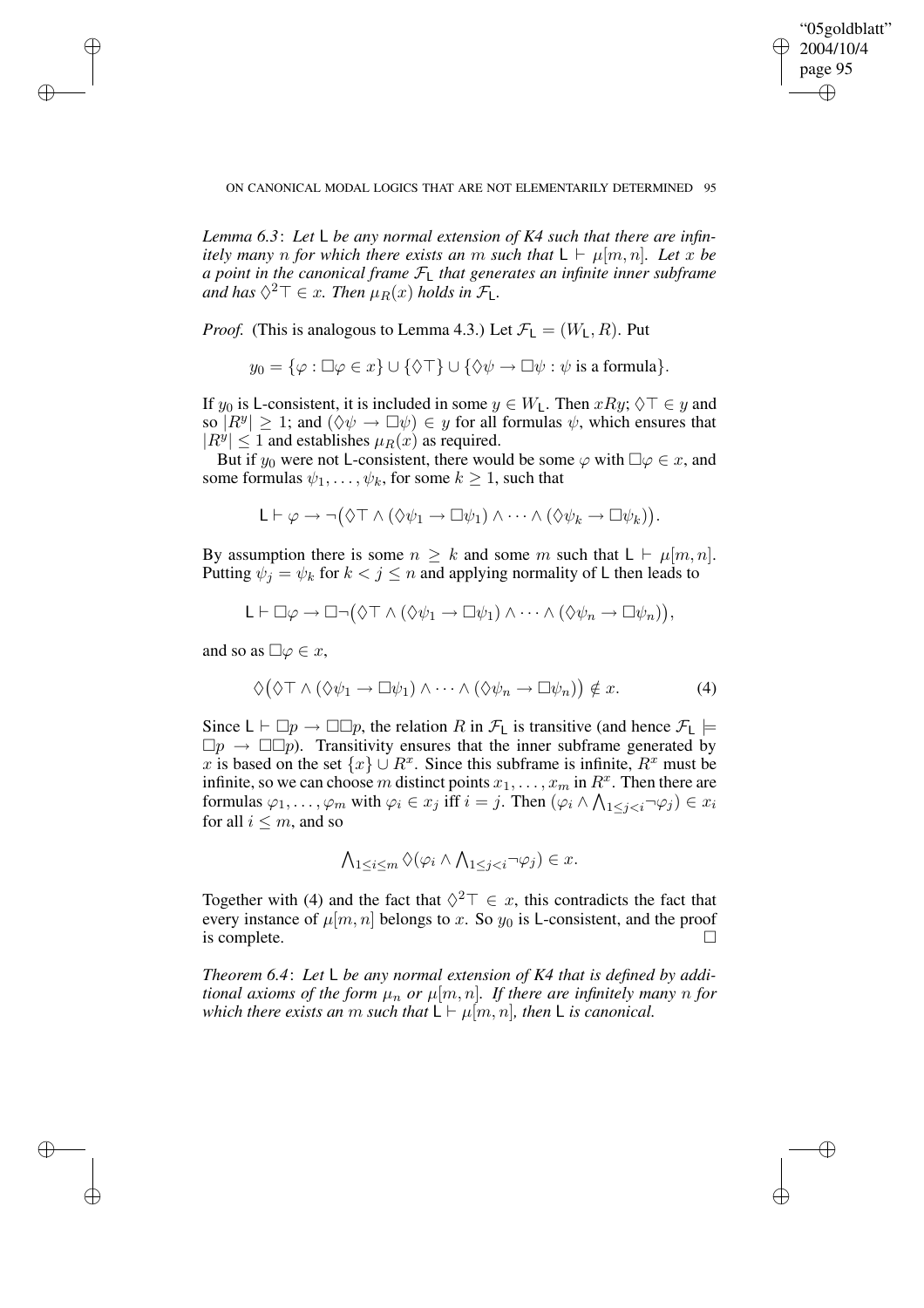*Lemma 6.3*: *Let* $\mathsf{L}$ *be any normal extension of K4 such that there are infinitely many* $n$ *for which there exists an* $m$ *such that* $\mathsf{L} \vdash \mu[m,n]$. *Let* $x$ *be a point in the canonical frame* $\mathcal{F}_\mathsf{L}$ *that generates an infinite inner subframe and has* $\Diamond^2\top \in x$. *Then* $\mu_R(x)$ *holds in* $\mathcal{F}_\mathsf{L}$.

*Proof.* (This is analogous to Lemma 4.3.) Let $\mathcal{F}_\mathsf{L} = (W_\mathsf{L}, R)$. Put

$$y_0 = \{\varphi : \Box\varphi \in x\} \cup \{\Diamond\top\} \cup \{\Diamond\psi \to \Box\psi : \psi \text{ is a formula}\}.$$

If $y_0$ is $\mathsf{L}$-consistent, it is included in some $y \in W_\mathsf{L}$. Then $xRy$; $\Diamond\top \in y$ and so $|R^y| \geq 1$; and $(\Diamond\psi \to \Box\psi) \in y$ for all formulas $\psi$, which ensures that $|R^y| \leq 1$ and establishes $\mu_R(x)$ as required.

But if $y_0$ were not $\mathsf{L}$-consistent, there would be some $\varphi$ with $\Box\varphi \in x$, and some formulas $\psi_1, \dots, \psi_k$, for some $k \geq 1$, such that

$$\mathsf{L} \vdash \varphi \to \neg\big(\Diamond\top \wedge (\Diamond\psi_1 \to \Box\psi_1) \wedge \cdots \wedge (\Diamond\psi_k \to \Box\psi_k)\big).$$

By assumption there is some $n \geq k$ and some $m$ such that $\mathsf{L} \vdash \mu[m,n]$. Putting $\psi_j = \psi_k$ for $k < j \leq n$ and applying normality of $\mathsf{L}$ then leads to

$$\mathsf{L} \vdash \Box\varphi \to \Box\neg\big(\Diamond\top \wedge (\Diamond\psi_1 \to \Box\psi_1) \wedge \cdots \wedge (\Diamond\psi_n \to \Box\psi_n)\big),$$

and so as $\Box\varphi \in x$,

$$\Diamond\big(\Diamond\top \wedge (\Diamond\psi_1 \to \Box\psi_1) \wedge \cdots \wedge (\Diamond\psi_n \to \Box\psi_n)\big) \notin x. \tag{4}$$

Since $\mathsf{L} \vdash \Box p \to \Box\Box p$, the relation $R$ in $\mathcal{F}_\mathsf{L}$ is transitive (and hence $\mathcal{F}_\mathsf{L} \models \Box p \to \Box\Box p$). Transitivity ensures that the inner subframe generated by $x$ is based on the set $\{x\} \cup R^x$. Since this subframe is infinite, $R^x$ must be infinite, so we can choose $m$ distinct points $x_1, \dots, x_m$ in $R^x$. Then there are formulas $\varphi_1, \dots, \varphi_m$ with $\varphi_i \in x_j$ iff $i = j$. Then $(\varphi_i \wedge \bigwedge_{1 \leq j < i} \neg\varphi_j) \in x_i$ for all $i \leq m$, and so

$$\textstyle\bigwedge_{1 \leq i \leq m} \Diamond(\varphi_i \wedge \bigwedge_{1 \leq j < i} \neg\varphi_j) \in x.$$

Together with (4) and the fact that $\Diamond^2\top \in x$, this contradicts the fact that every instance of $\mu[m,n]$ belongs to $x$. So $y_0$ is $\mathsf{L}$-consistent, and the proof is complete. $\Box$

*Theorem 6.4*: *Let* $\mathsf{L}$ *be any normal extension of K4 that is defined by additional axioms of the form* $\mu_n$ *or* $\mu[m,n]$. *If there are infinitely many* $n$ *for which there exists an* $m$ *such that* $\mathsf{L} \vdash \mu[m,n]$, *then* $\mathsf{L}$ *is canonical.*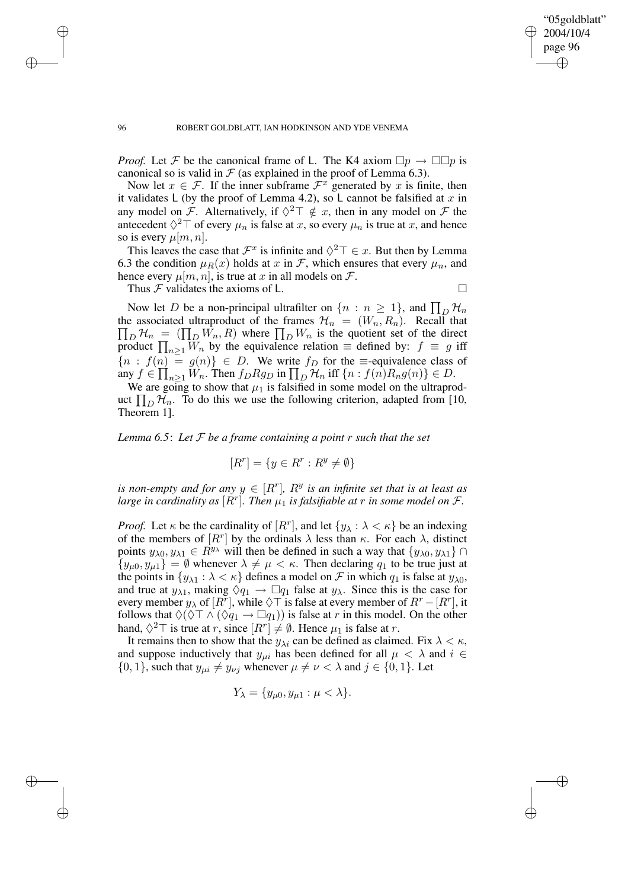*Proof.* Let $\mathcal{F}$ be the canonical frame of $\mathsf{L}$. The K4 axiom $\Box p \to \Box\Box p$ is canonical so is valid in $\mathcal{F}$ (as explained in the proof of Lemma 6.3).

Now let $x \in \mathcal{F}$. If the inner subframe $\mathcal{F}^x$ generated by $x$ is finite, then it validates $\mathsf{L}$ (by the proof of Lemma 4.2), so $\mathsf{L}$ cannot be falsified at $x$ in any model on $\mathcal{F}$. Alternatively, if $\Diamond^2\top \notin x$, then in any model on $\mathcal{F}$ the antecedent $\Diamond^2\top$ of every $\mu_n$ is false at $x$, so every $\mu_n$ is true at $x$, and hence so is every $\mu[m,n]$.

This leaves the case that $\mathcal{F}^x$ is infinite and $\Diamond^2\top \in x$. But then by Lemma 6.3 the condition $\mu_R(x)$ holds at $x$ in $\mathcal{F}$, which ensures that every $\mu_n$, and hence every $\mu[m,n]$, is true at $x$ in all models on $\mathcal{F}$.

Thus $\mathcal{F}$ validates the axioms of $\mathsf{L}$. $\square$

Now let $D$ be a non-principal ultrafilter on $\{n : n \geq 1\}$, and $\prod_D \mathcal{H}_n$ the associated ultraproduct of the frames $\mathcal{H}_n = (W_n, R_n)$. Recall that $\prod_D \mathcal{H}_n = (\prod_D W_n, R)$ where $\prod_D W_n$ is the quotient set of the direct product $\prod_{n\geq 1} W_n$ by the equivalence relation $\equiv$ defined by: $f \equiv g$ iff $\{n : f(n) = g(n)\} \in D$. We write $f_D$ for the $\equiv$-equivalence class of any $f \in \prod_{n\geq 1} W_n$. Then $f_D R g_D$ in $\prod_D \mathcal{H}_n$ iff $\{n : f(n) R_n g(n)\} \in D$.

We are going to show that $\mu_1$ is falsified in some model on the ultraproduct $\prod_D \mathcal{H}_n$. To do this we use the following criterion, adapted from [10, Theorem 1].

*Lemma 6.5*: *Let $\mathcal{F}$ be a frame containing a point $r$ such that the set*

$$[R^r] = \{y \in R^r : R^y \neq \emptyset\}$$

*is non-empty and for any $y \in [R^r]$, $R^y$ is an infinite set that is at least as large in cardinality as $[R^r]$. Then $\mu_1$ is falsifiable at $r$ in some model on $\mathcal{F}$.*

*Proof.* Let $\kappa$ be the cardinality of $[R^r]$, and let $\{y_\lambda : \lambda < \kappa\}$ be an indexing of the members of $[R^r]$ by the ordinals $\lambda$ less than $\kappa$. For each $\lambda$, distinct points $y_{\lambda 0}, y_{\lambda 1} \in R^{y_\lambda}$ will then be defined in such a way that $\{y_{\lambda 0}, y_{\lambda 1}\} \cap \{y_{\mu 0}, y_{\mu 1}\} = \emptyset$ whenever $\lambda \neq \mu < \kappa$. Then declaring $q_1$ to be true just at the points in $\{y_{\lambda 1} : \lambda < \kappa\}$ defines a model on $\mathcal{F}$ in which $q_1$ is false at $y_{\lambda 0}$, and true at $y_{\lambda 1}$, making $\Diamond q_1 \to \Box q_1$ false at $y_\lambda$. Since this is the case for every member $y_\lambda$ of $[R^r]$, while $\Diamond\top$ is false at every member of $R^r - [R^r]$, it follows that $\Diamond(\Diamond\top \wedge (\Diamond q_1 \to \Box q_1))$ is false at $r$ in this model. On the other hand, $\Diamond^2\top$ is true at $r$, since $[R^r] \neq \emptyset$. Hence $\mu_1$ is false at $r$.

It remains then to show that the $y_{\lambda i}$ can be defined as claimed. Fix $\lambda < \kappa$, and suppose inductively that $y_{\mu i}$ has been defined for all $\mu < \lambda$ and $i \in \{0,1\}$, such that $y_{\mu i} \neq y_{\nu j}$ whenever $\mu \neq \nu < \lambda$ and $j \in \{0,1\}$. Let

$$Y_\lambda = \{y_{\mu 0}, y_{\mu 1} : \mu < \lambda\}.$$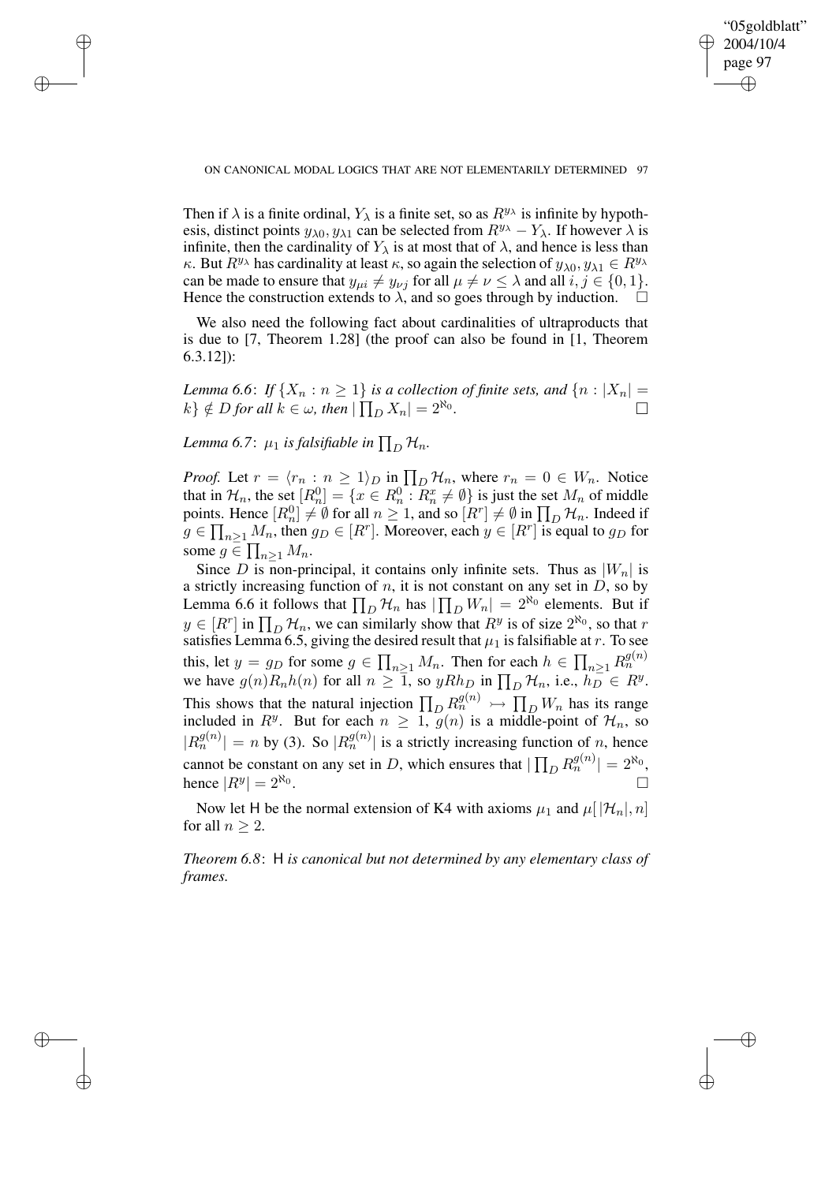Then if $\lambda$ is a finite ordinal, $Y_\lambda$ is a finite set, so as $R^{y_\lambda}$ is infinite by hypothesis, distinct points $y_{\lambda 0}, y_{\lambda 1}$ can be selected from $R^{y_\lambda} - Y_\lambda$. If however $\lambda$ is infinite, then the cardinality of $Y_\lambda$ is at most that of $\lambda$, and hence is less than $\kappa$. But $R^{y_\lambda}$ has cardinality at least $\kappa$, so again the selection of $y_{\lambda 0}, y_{\lambda 1} \in R^{y_\lambda}$ can be made to ensure that $y_{\mu i} \neq y_{\nu j}$ for all $\mu \neq \nu \leq \lambda$ and all $i, j \in \{0, 1\}$. Hence the construction extends to $\lambda$, and so goes through by induction. $\square$

We also need the following fact about cardinalities of ultraproducts that is due to [7, Theorem 1.28] (the proof can also be found in [1, Theorem 6.3.12]):

*Lemma 6.6*: *If $\{X_n : n \geq 1\}$ is a collection of finite sets, and $\{n : |X_n| = k\} \notin D$ for all $k \in \omega$, then $|\prod_D X_n| = 2^{\aleph_0}$.* $\square$

*Lemma 6.7*: *$\mu_1$ is falsifiable in $\prod_D \mathcal{H}_n$.*

*Proof.* Let $r = \langle r_n : n \geq 1\rangle_D$ in $\prod_D \mathcal{H}_n$, where $r_n = 0 \in W_n$. Notice that in $\mathcal{H}_n$, the set $[R_n^0] = \{x \in R_n^0 : R_n^x \neq \emptyset\}$ is just the set $M_n$ of middle points. Hence $[R_n^0] \neq \emptyset$ for all $n \geq 1$, and so $[R^r] \neq \emptyset$ in $\prod_D \mathcal{H}_n$. Indeed if $g \in \prod_{n\geq 1} M_n$, then $g_D \in [R^r]$. Moreover, each $y \in [R^r]$ is equal to $g_D$ for some $g \in \prod_{n\geq 1} M_n$.

Since $D$ is non-principal, it contains only infinite sets. Thus as $|W_n|$ is a strictly increasing function of $n$, it is not constant on any set in $D$, so by Lemma 6.6 it follows that $\prod_D \mathcal{H}_n$ has $|\prod_D W_n| = 2^{\aleph_0}$ elements. But if $y \in [R^r]$ in $\prod_D \mathcal{H}_n$, we can similarly show that $R^y$ is of size $2^{\aleph_0}$, so that $r$ satisfies Lemma 6.5, giving the desired result that $\mu_1$ is falsifiable at $r$. To see this, let $y = g_D$ for some $g \in \prod_{n\geq 1} M_n$. Then for each $h \in \prod_{n\geq 1} R_n^{g(n)}$ we have $g(n) R_n h(n)$ for all $n \geq 1$, so $y R h_D$ in $\prod_D \mathcal{H}_n$, i.e., $h_D \in R^y$. This shows that the natural injection $\prod_D R_n^{g(n)} \rightarrowtail \prod_D W_n$ has its range included in $R^y$. But for each $n \geq 1$, $g(n)$ is a middle-point of $\mathcal{H}_n$, so $|R_n^{g(n)}| = n$ by (3). So $|R_n^{g(n)}|$ is a strictly increasing function of $n$, hence cannot be constant on any set in $D$, which ensures that $|\prod_D R_n^{g(n)}| = 2^{\aleph_0}$, hence $|R^y| = 2^{\aleph_0}$. $\square$

Now let H be the normal extension of K4 with axioms $\mu_1$ and $\mu[\,|\mathcal{H}_n|, n]$ for all $n \geq 2$.

*Theorem 6.8*: *H is canonical but not determined by any elementary class of frames.*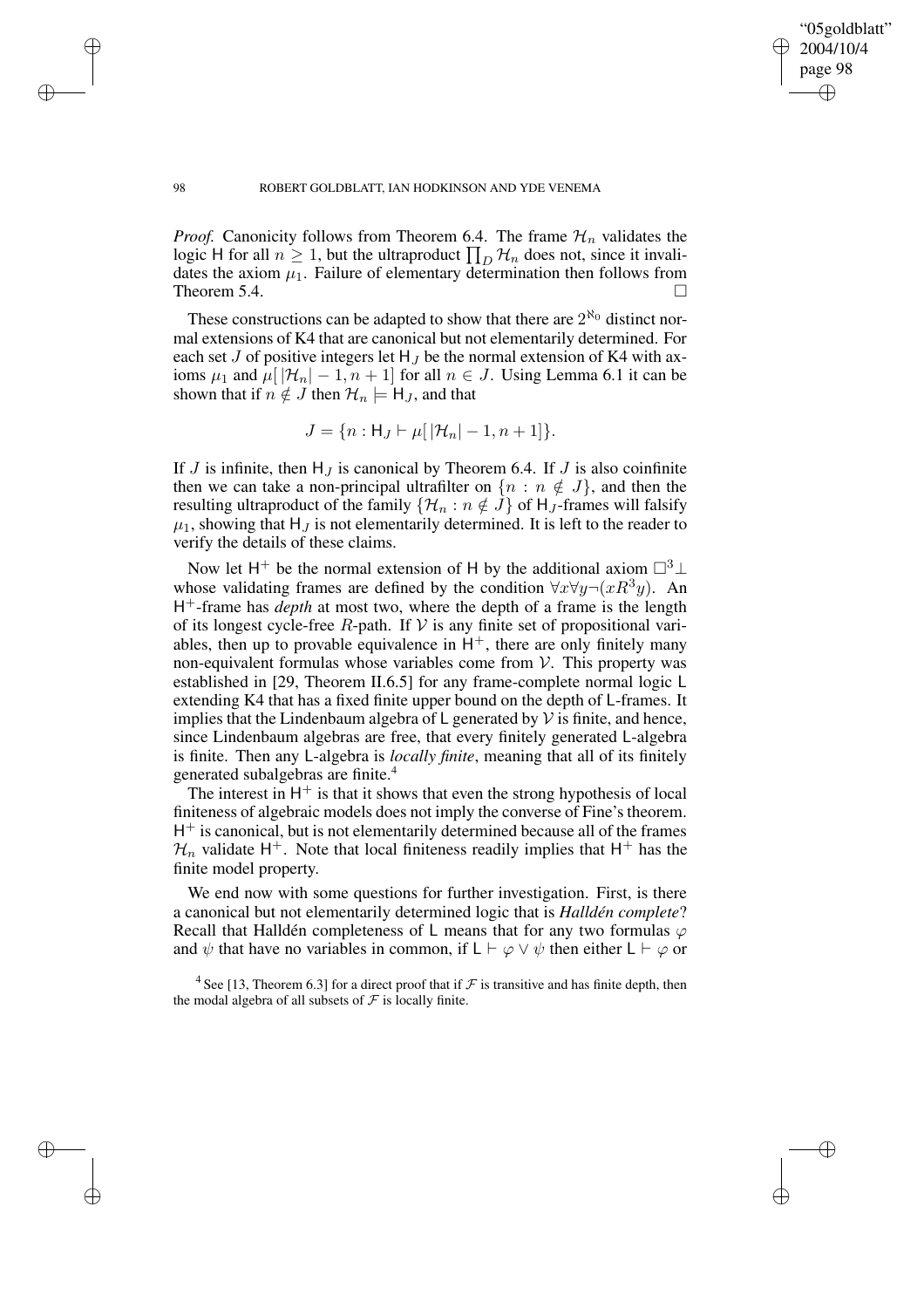*Proof.* Canonicity follows from Theorem 6.4. The frame $\mathcal{H}_n$ validates the logic $\mathsf{H}$ for all $n \geq 1$, but the ultraproduct $\prod_D \mathcal{H}_n$ does not, since it invalidates the axiom $\mu_1$. Failure of elementary determination then follows from Theorem 5.4. $\square$

These constructions can be adapted to show that there are $2^{\aleph_0}$ distinct normal extensions of K4 that are canonical but not elementarily determined. For each set $J$ of positive integers let $\mathsf{H}_J$ be the normal extension of K4 with axioms $\mu_1$ and $\mu[\,|\mathcal{H}_n| - 1, n+1]$ for all $n \in J$. Using Lemma 6.1 it can be shown that if $n \notin J$ then $\mathcal{H}_n \models \mathsf{H}_J$, and that

$$J = \{n : \mathsf{H}_J \vdash \mu[\,|\mathcal{H}_n| - 1, n+1]\}.$$

If $J$ is infinite, then $\mathsf{H}_J$ is canonical by Theorem 6.4. If $J$ is also coinfinite then we can take a non-principal ultrafilter on $\{n : n \notin J\}$, and then the resulting ultraproduct of the family $\{\mathcal{H}_n : n \notin J\}$ of $\mathsf{H}_J$-frames will falsify $\mu_1$, showing that $\mathsf{H}_J$ is not elementarily determined. It is left to the reader to verify the details of these claims.

Now let $\mathsf{H}^+$ be the normal extension of $\mathsf{H}$ by the additional axiom $\Box^3\bot$ whose validating frames are defined by the condition $\forall x \forall y \neg(xR^3y)$. An $\mathsf{H}^+$-frame has *depth* at most two, where the depth of a frame is the length of its longest cycle-free $R$-path. If $\mathcal{V}$ is any finite set of propositional variables, then up to provable equivalence in $\mathsf{H}^+$, there are only finitely many non-equivalent formulas whose variables come from $\mathcal{V}$. This property was established in [29, Theorem II.6.5] for any frame-complete normal logic $\mathsf{L}$ extending K4 that has a fixed finite upper bound on the depth of $\mathsf{L}$-frames. It implies that the Lindenbaum algebra of $\mathsf{L}$ generated by $\mathcal{V}$ is finite, and hence, since Lindenbaum algebras are free, that every finitely generated $\mathsf{L}$-algebra is finite. Then any $\mathsf{L}$-algebra is *locally finite*, meaning that all of its finitely generated subalgebras are finite.[4]

The interest in $\mathsf{H}^+$ is that it shows that even the strong hypothesis of local finiteness of algebraic models does not imply the converse of Fine's theorem. $\mathsf{H}^+$ is canonical, but is not elementarily determined because all of the frames $\mathcal{H}_n$ validate $\mathsf{H}^+$. Note that local finiteness readily implies that $\mathsf{H}^+$ has the finite model property.

We end now with some questions for further investigation. First, is there a canonical but not elementarily determined logic that is *Halldén complete*? Recall that Halldén completeness of $\mathsf{L}$ means that for any two formulas $\varphi$ and $\psi$ that have no variables in common, if $\mathsf{L} \vdash \varphi \vee \psi$ then either $\mathsf{L} \vdash \varphi$ or

[4] See [13, Theorem 6.3] for a direct proof that if $\mathcal{F}$ is transitive and has finite depth, then the modal algebra of all subsets of $\mathcal{F}$ is locally finite.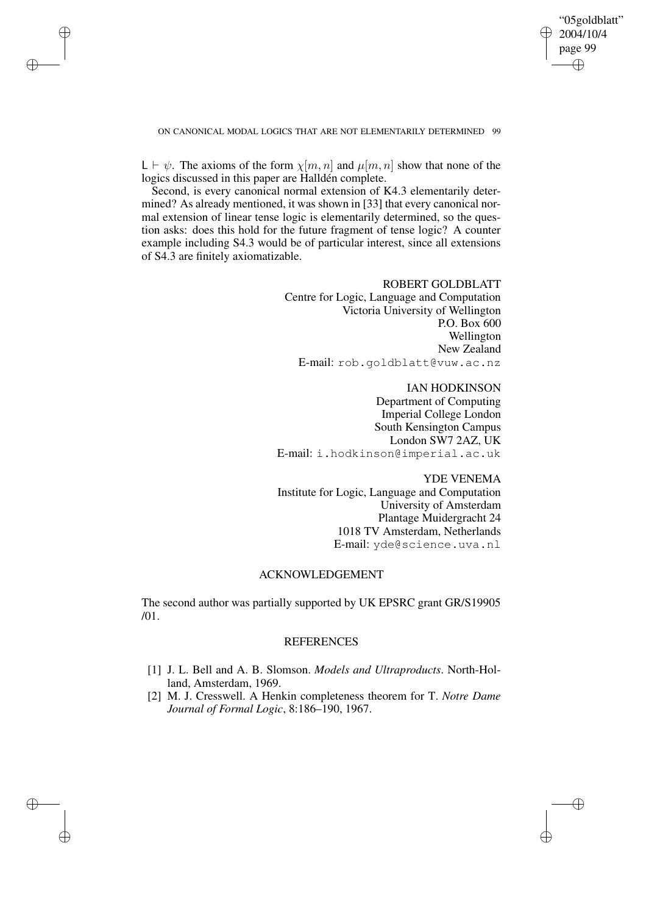$\mathsf{L} \vdash \psi$. The axioms of the form $\chi[m,n]$ and $\mu[m,n]$ show that none of the logics discussed in this paper are Halldén complete.

Second, is every canonical normal extension of K4.3 elementarily determined? As already mentioned, it was shown in [33] that every canonical normal extension of linear tense logic is elementarily determined, so the question asks: does this hold for the future fragment of tense logic? A counter example including S4.3 would be of particular interest, since all extensions of S4.3 are finitely axiomatizable.

ROBERT GOLDBLATT
Centre for Logic, Language and Computation
Victoria University of Wellington
P.O. Box 600
Wellington
New Zealand
E-mail: `rob.goldblatt@vuw.ac.nz`

IAN HODKINSON
Department of Computing
Imperial College London
South Kensington Campus
London SW7 2AZ, UK
E-mail: `i.hodkinson@imperial.ac.uk`

YDE VENEMA
Institute for Logic, Language and Computation
University of Amsterdam
Plantage Muidergracht 24
1018 TV Amsterdam, Netherlands
E-mail: `yde@science.uva.nl`

## ACKNOWLEDGEMENT

The second author was partially supported by UK EPSRC grant GR/S19905 /01.

## REFERENCES

[1] J. L. Bell and A. B. Slomson. *Models and Ultraproducts*. North-Holland, Amsterdam, 1969.

[2] M. J. Cresswell. A Henkin completeness theorem for T. *Notre Dame Journal of Formal Logic*, 8:186–190, 1967.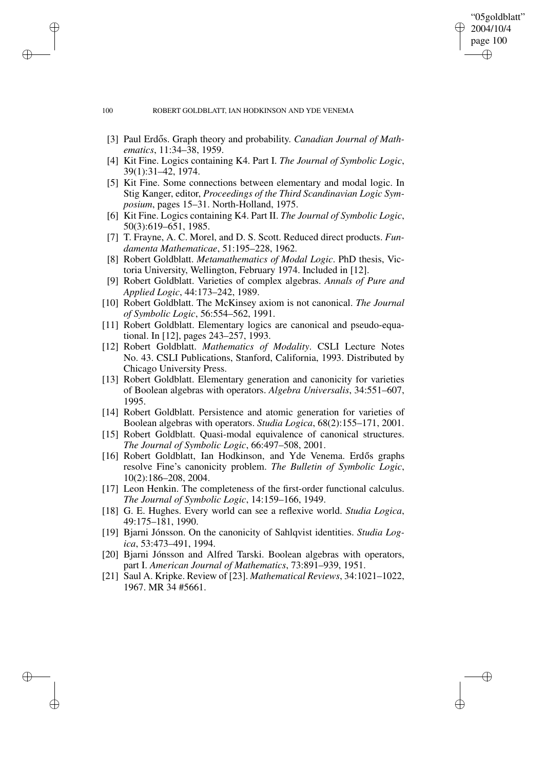[3] Paul Erdős. Graph theory and probability. *Canadian Journal of Mathematics*, 11:34–38, 1959.

[4] Kit Fine. Logics containing K4. Part I. *The Journal of Symbolic Logic*, 39(1):31–42, 1974.

[5] Kit Fine. Some connections between elementary and modal logic. In Stig Kanger, editor, *Proceedings of the Third Scandinavian Logic Symposium*, pages 15–31. North-Holland, 1975.

[6] Kit Fine. Logics containing K4. Part II. *The Journal of Symbolic Logic*, 50(3):619–651, 1985.

[7] T. Frayne, A. C. Morel, and D. S. Scott. Reduced direct products. *Fundamenta Mathematicae*, 51:195–228, 1962.

[8] Robert Goldblatt. *Metamathematics of Modal Logic*. PhD thesis, Victoria University, Wellington, February 1974. Included in [12].

[9] Robert Goldblatt. Varieties of complex algebras. *Annals of Pure and Applied Logic*, 44:173–242, 1989.

[10] Robert Goldblatt. The McKinsey axiom is not canonical. *The Journal of Symbolic Logic*, 56:554–562, 1991.

[11] Robert Goldblatt. Elementary logics are canonical and pseudo-equational. In [12], pages 243–257, 1993.

[12] Robert Goldblatt. *Mathematics of Modality*. CSLI Lecture Notes No. 43. CSLI Publications, Stanford, California, 1993. Distributed by Chicago University Press.

[13] Robert Goldblatt. Elementary generation and canonicity for varieties of Boolean algebras with operators. *Algebra Universalis*, 34:551–607, 1995.

[14] Robert Goldblatt. Persistence and atomic generation for varieties of Boolean algebras with operators. *Studia Logica*, 68(2):155–171, 2001.

[15] Robert Goldblatt. Quasi-modal equivalence of canonical structures. *The Journal of Symbolic Logic*, 66:497–508, 2001.

[16] Robert Goldblatt, Ian Hodkinson, and Yde Venema. Erdős graphs resolve Fine's canonicity problem. *The Bulletin of Symbolic Logic*, 10(2):186–208, 2004.

[17] Leon Henkin. The completeness of the first-order functional calculus. *The Journal of Symbolic Logic*, 14:159–166, 1949.

[18] G. E. Hughes. Every world can see a reflexive world. *Studia Logica*, 49:175–181, 1990.

[19] Bjarni Jónsson. On the canonicity of Sahlqvist identities. *Studia Logica*, 53:473–491, 1994.

[20] Bjarni Jónsson and Alfred Tarski. Boolean algebras with operators, part I. *American Journal of Mathematics*, 73:891–939, 1951.

[21] Saul A. Kripke. Review of [23]. *Mathematical Reviews*, 34:1021–1022, 1967. MR 34 #5661.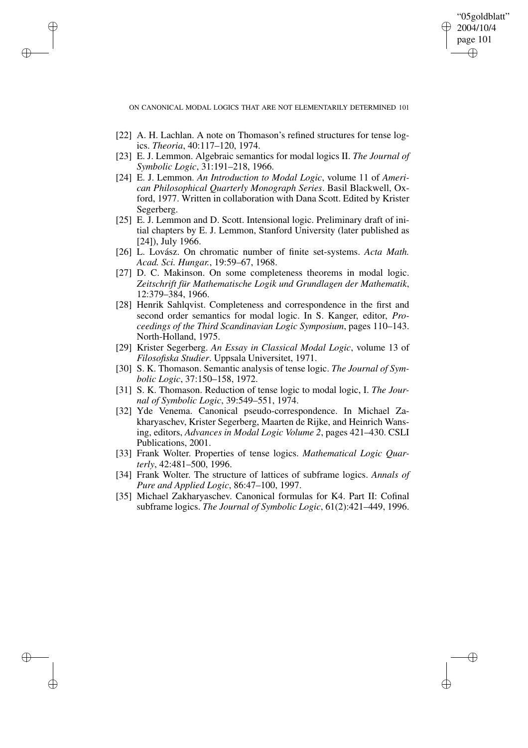- [22] A. H. Lachlan. A note on Thomason's refined structures for tense logics. *Theoria*, 40:117–120, 1974.
- [23] E. J. Lemmon. Algebraic semantics for modal logics II. *The Journal of Symbolic Logic*, 31:191–218, 1966.
- [24] E. J. Lemmon. *An Introduction to Modal Logic*, volume 11 of *American Philosophical Quarterly Monograph Series*. Basil Blackwell, Oxford, 1977. Written in collaboration with Dana Scott. Edited by Krister Segerberg.
- [25] E. J. Lemmon and D. Scott. Intensional logic. Preliminary draft of initial chapters by E. J. Lemmon, Stanford University (later published as [24]), July 1966.
- [26] L. Lovász. On chromatic number of finite set-systems. *Acta Math. Acad. Sci. Hungar.*, 19:59–67, 1968.
- [27] D. C. Makinson. On some completeness theorems in modal logic. *Zeitschrift für Mathematische Logik und Grundlagen der Mathematik*, 12:379–384, 1966.
- [28] Henrik Sahlqvist. Completeness and correspondence in the first and second order semantics for modal logic. In S. Kanger, editor, *Proceedings of the Third Scandinavian Logic Symposium*, pages 110–143. North-Holland, 1975.
- [29] Krister Segerberg. *An Essay in Classical Modal Logic*, volume 13 of *Filosofiska Studier*. Uppsala Universitet, 1971.
- [30] S. K. Thomason. Semantic analysis of tense logic. *The Journal of Symbolic Logic*, 37:150–158, 1972.
- [31] S. K. Thomason. Reduction of tense logic to modal logic, I. *The Journal of Symbolic Logic*, 39:549–551, 1974.
- [32] Yde Venema. Canonical pseudo-correspondence. In Michael Zakharyaschev, Krister Segerberg, Maarten de Rijke, and Heinrich Wansing, editors, *Advances in Modal Logic Volume 2*, pages 421–430. CSLI Publications, 2001.
- [33] Frank Wolter. Properties of tense logics. *Mathematical Logic Quarterly*, 42:481–500, 1996.
- [34] Frank Wolter. The structure of lattices of subframe logics. *Annals of Pure and Applied Logic*, 86:47–100, 1997.
- [35] Michael Zakharyaschev. Canonical formulas for K4. Part II: Cofinal subframe logics. *The Journal of Symbolic Logic*, 61(2):421–449, 1996.